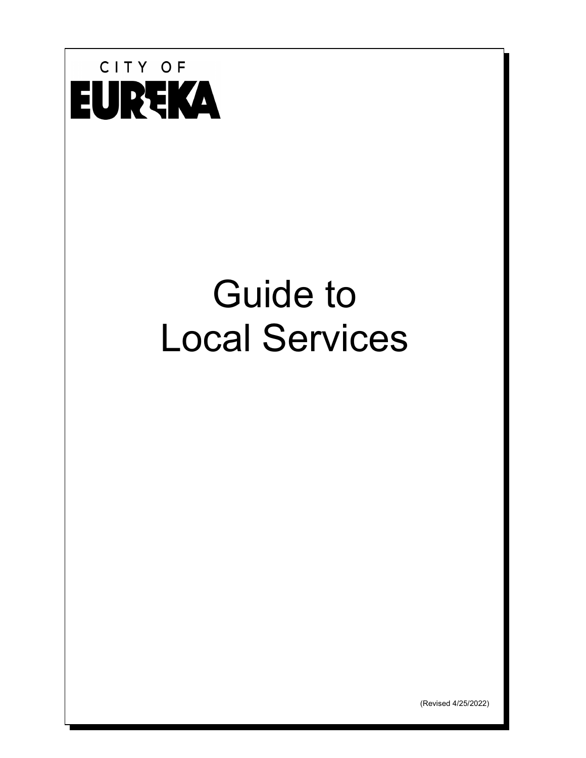CITY OF

EUREKA

# Guide to Local Services

(Revised 4/25/2022)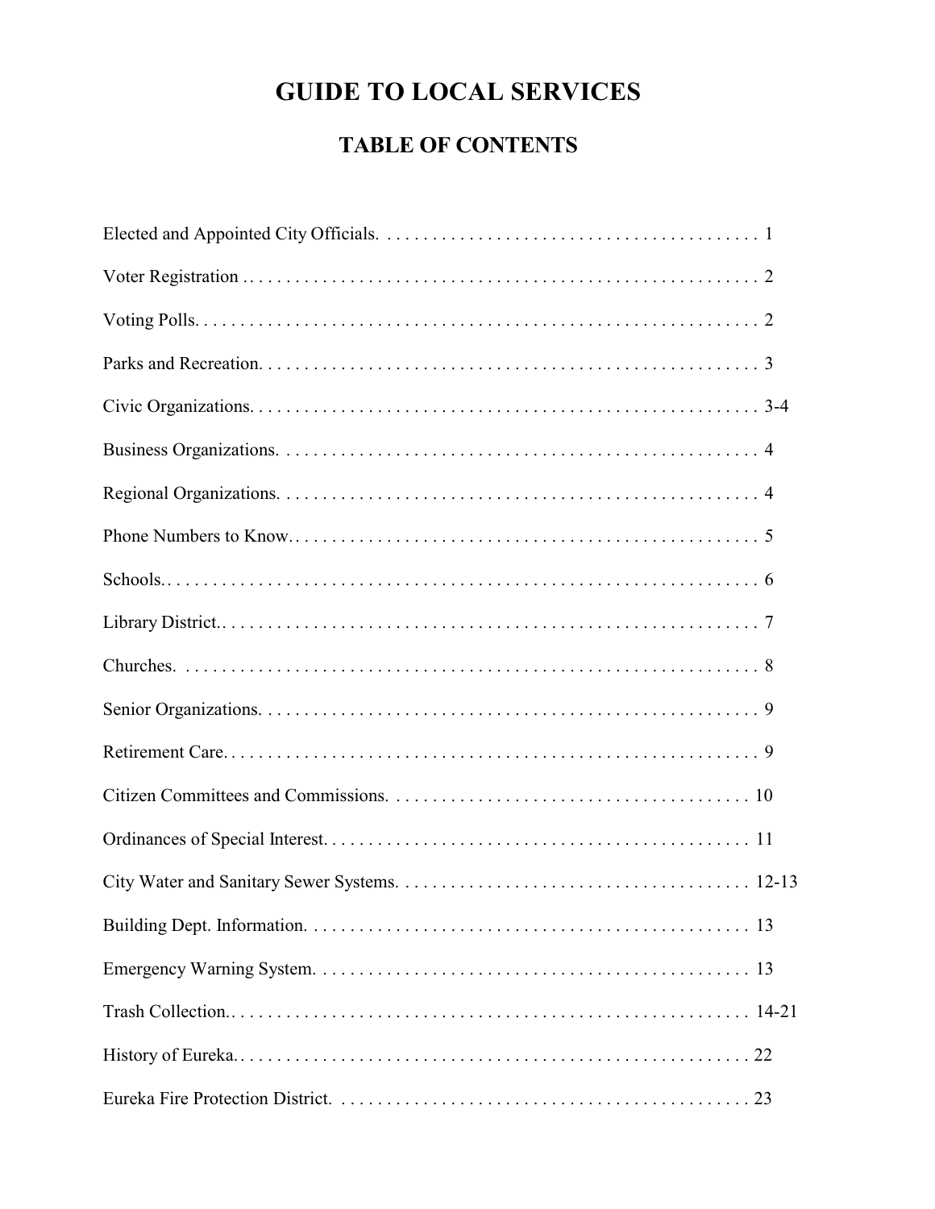# GUIDE TO LOCAL SERVICES

## TABLE OF CONTENTS

| Section | Page |
|---|---|
| Elected and Appointed City Officials | 1 |
| Voter Registration | 2 |
| Voting Polls | 2 |
| Parks and Recreation | 3 |
| Civic Organizations | 3-4 |
| Business Organizations | 4 |
| Regional Organizations | 4 |
| Phone Numbers to Know | 5 |
| Schools | 6 |
| Library District | 7 |
| Churches | 8 |
| Senior Organizations | 9 |
| Retirement Care | 9 |
| Citizen Committees and Commissions | 10 |
| Ordinances of Special Interest | 11 |
| City Water and Sanitary Sewer Systems | 12-13 |
| Building Dept. Information | 13 |
| Emergency Warning System | 13 |
| Trash Collection | 14-21 |
| History of Eureka | 22 |
| Eureka Fire Protection District | 23 |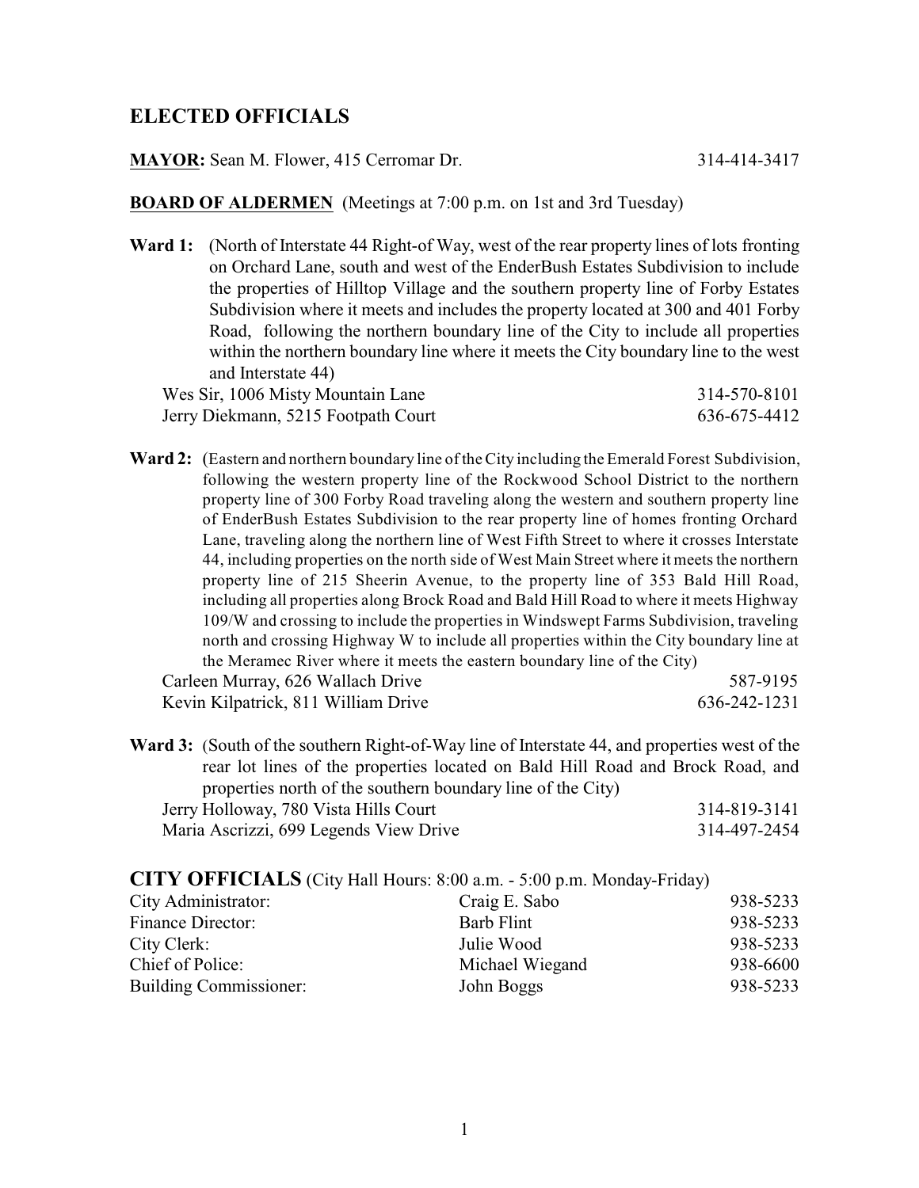## ELECTED OFFICIALS

**MAYOR:** Sean M. Flower, 415 Cerromar Dr. 314-414-3417

**BOARD OF ALDERMEN** (Meetings at 7:00 p.m. on 1st and 3rd Tuesday)

**Ward 1:** (North of Interstate 44 Right-of Way, west of the rear property lines of lots fronting on Orchard Lane, south and west of the EnderBush Estates Subdivision to include the properties of Hilltop Village and the southern property line of Forby Estates Subdivision where it meets and includes the property located at 300 and 401 Forby Road, following the northern boundary line of the City to include all properties within the northern boundary line where it meets the City boundary line to the west and Interstate 44)

| | |
|---|---|
| Wes Sir, 1006 Misty Mountain Lane | 314-570-8101 |
| Jerry Diekmann, 5215 Footpath Court | 636-675-4412 |

**Ward 2:** (Eastern and northern boundary line of the City including the Emerald Forest Subdivision, following the western property line of the Rockwood School District to the northern property line of 300 Forby Road traveling along the western and southern property line of EnderBush Estates Subdivision to the rear property line of homes fronting Orchard Lane, traveling along the northern line of West Fifth Street to where it crosses Interstate 44, including properties on the north side of West Main Street where it meets the northern property line of 215 Sheerin Avenue, to the property line of 353 Bald Hill Road, including all properties along Brock Road and Bald Hill Road to where it meets Highway 109/W and crossing to include the properties in Windswept Farms Subdivision, traveling north and crossing Highway W to include all properties within the City boundary line at the Meramec River where it meets the eastern boundary line of the City)

| | |
|---|---|
| Carleen Murray, 626 Wallach Drive | 587-9195 |
| Kevin Kilpatrick, 811 William Drive | 636-242-1231 |

**Ward 3:** (South of the southern Right-of-Way line of Interstate 44, and properties west of the rear lot lines of the properties located on Bald Hill Road and Brock Road, and properties north of the southern boundary line of the City)

| | |
|---|---|
| Jerry Holloway, 780 Vista Hills Court | 314-819-3141 |
| Maria Ascrizzi, 699 Legends View Drive | 314-497-2454 |

## CITY OFFICIALS (City Hall Hours: 8:00 a.m. - 5:00 p.m. Monday-Friday)

| | | |
|---|---|---|
| City Administrator: | Craig E. Sabo | 938-5233 |
| Finance Director: | Barb Flint | 938-5233 |
| City Clerk: | Julie Wood | 938-5233 |
| Chief of Police: | Michael Wiegand | 938-6600 |
| Building Commissioner: | John Boggs | 938-5233 |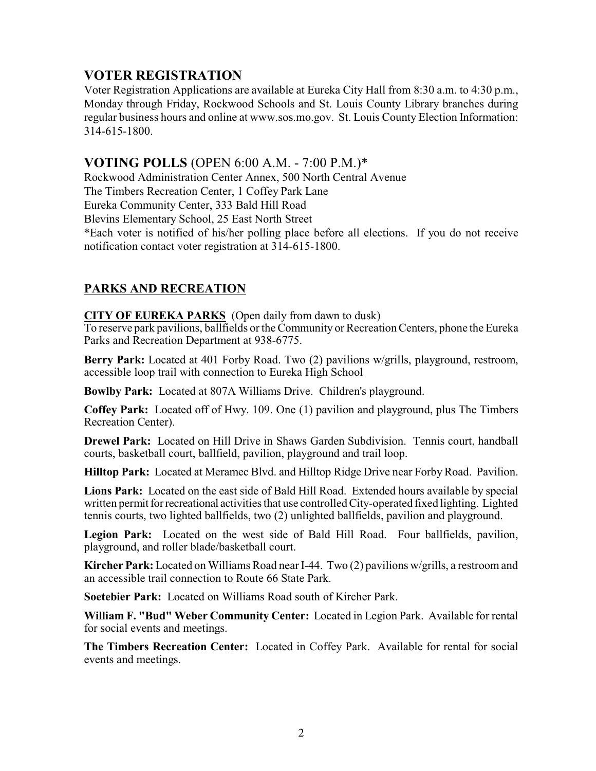## VOTER REGISTRATION

Voter Registration Applications are available at Eureka City Hall from 8:30 a.m. to 4:30 p.m., Monday through Friday, Rockwood Schools and St. Louis County Library branches during regular business hours and online at www.sos.mo.gov. St. Louis County Election Information: 314-615-1800.

## VOTING POLLS (OPEN 6:00 A.M. - 7:00 P.M.)*

Rockwood Administration Center Annex, 500 North Central Avenue
The Timbers Recreation Center, 1 Coffey Park Lane
Eureka Community Center, 333 Bald Hill Road
Blevins Elementary School, 25 East North Street
*Each voter is notified of his/her polling place before all elections. If you do not receive notification contact voter registration at 314-615-1800.

## PARKS AND RECREATION

**CITY OF EUREKA PARKS** (Open daily from dawn to dusk)
To reserve park pavilions, ballfields or the Community or Recreation Centers, phone the Eureka Parks and Recreation Department at 938-6775.

**Berry Park:** Located at 401 Forby Road. Two (2) pavilions w/grills, playground, restroom, accessible loop trail with connection to Eureka High School

**Bowlby Park:** Located at 807A Williams Drive. Children's playground.

**Coffey Park:** Located off of Hwy. 109. One (1) pavilion and playground, plus The Timbers Recreation Center).

**Drewel Park:** Located on Hill Drive in Shaws Garden Subdivision. Tennis court, handball courts, basketball court, ballfield, pavilion, playground and trail loop.

**Hilltop Park:** Located at Meramec Blvd. and Hilltop Ridge Drive near Forby Road. Pavilion.

**Lions Park:** Located on the east side of Bald Hill Road. Extended hours available by special written permit for recreational activities that use controlled City-operated fixed lighting. Lighted tennis courts, two lighted ballfields, two (2) unlighted ballfields, pavilion and playground.

**Legion Park:** Located on the west side of Bald Hill Road. Four ballfields, pavilion, playground, and roller blade/basketball court.

**Kircher Park:** Located on Williams Road near I-44. Two (2) pavilions w/grills, a restroom and an accessible trail connection to Route 66 State Park.

**Soetebier Park:** Located on Williams Road south of Kircher Park.

**William F. "Bud" Weber Community Center:** Located in Legion Park. Available for rental for social events and meetings.

**The Timbers Recreation Center:** Located in Coffey Park. Available for rental for social events and meetings.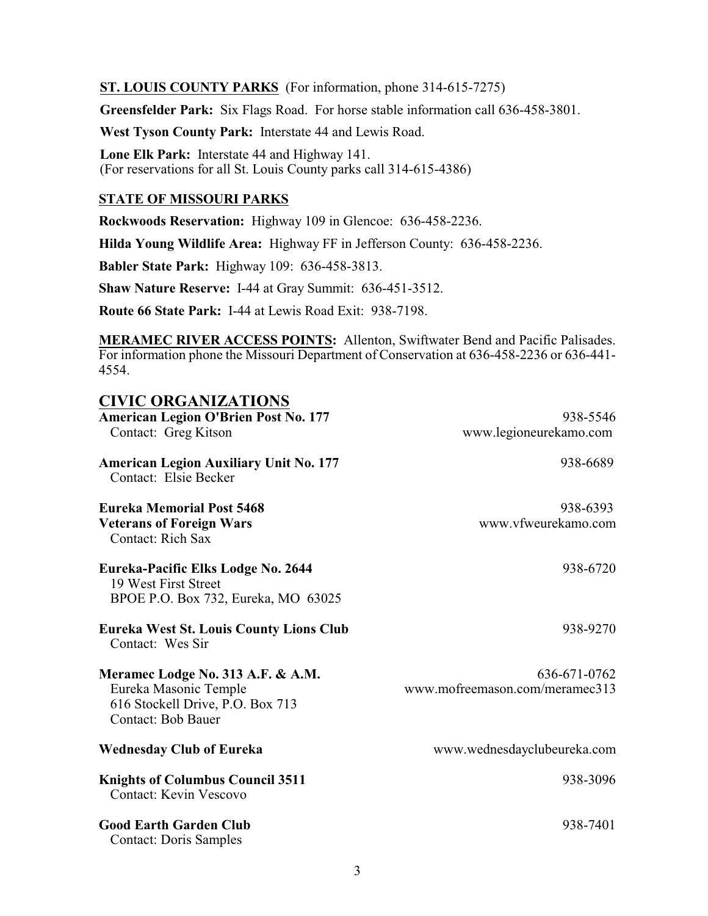**ST. LOUIS COUNTY PARKS** (For information, phone 314-615-7275)

**Greensfelder Park:** Six Flags Road. For horse stable information call 636-458-3801.

**West Tyson County Park:** Interstate 44 and Lewis Road.

**Lone Elk Park:** Interstate 44 and Highway 141.
(For reservations for all St. Louis County parks call 314-615-4386)

**STATE OF MISSOURI PARKS**

**Rockwoods Reservation:** Highway 109 in Glencoe: 636-458-2236.

**Hilda Young Wildlife Area:** Highway FF in Jefferson County: 636-458-2236.

**Babler State Park:** Highway 109: 636-458-3813.

**Shaw Nature Reserve:** I-44 at Gray Summit: 636-451-3512.

**Route 66 State Park:** I-44 at Lewis Road Exit: 938-7198.

**MERAMEC RIVER ACCESS POINTS:** Allenton, Swiftwater Bend and Pacific Palisades. For information phone the Missouri Department of Conservation at 636-458-2236 or 636-441-4554.

## CIVIC ORGANIZATIONS

**American Legion O'Brien Post No. 177** — 938-5546
Contact: Greg Kitson — www.legioneurekamo.com

**American Legion Auxiliary Unit No. 177** — 938-6689
Contact: Elsie Becker

**Eureka Memorial Post 5468** — 938-6393
**Veterans of Foreign Wars** — www.vfweurekamo.com
Contact: Rich Sax

**Eureka-Pacific Elks Lodge No. 2644** — 938-6720
19 West First Street
BPOE P.O. Box 732, Eureka, MO 63025

**Eureka West St. Louis County Lions Club** — 938-9270
Contact: Wes Sir

**Meramec Lodge No. 313 A.F. & A.M.** — 636-671-0762
Eureka Masonic Temple — www.mofreemason.com/meramec313
616 Stockell Drive, P.O. Box 713
Contact: Bob Bauer

**Wednesday Club of Eureka** — www.wednesdayclubeureka.com

**Knights of Columbus Council 3511** — 938-3096
Contact: Kevin Vescovo

**Good Earth Garden Club** — 938-7401
Contact: Doris Samples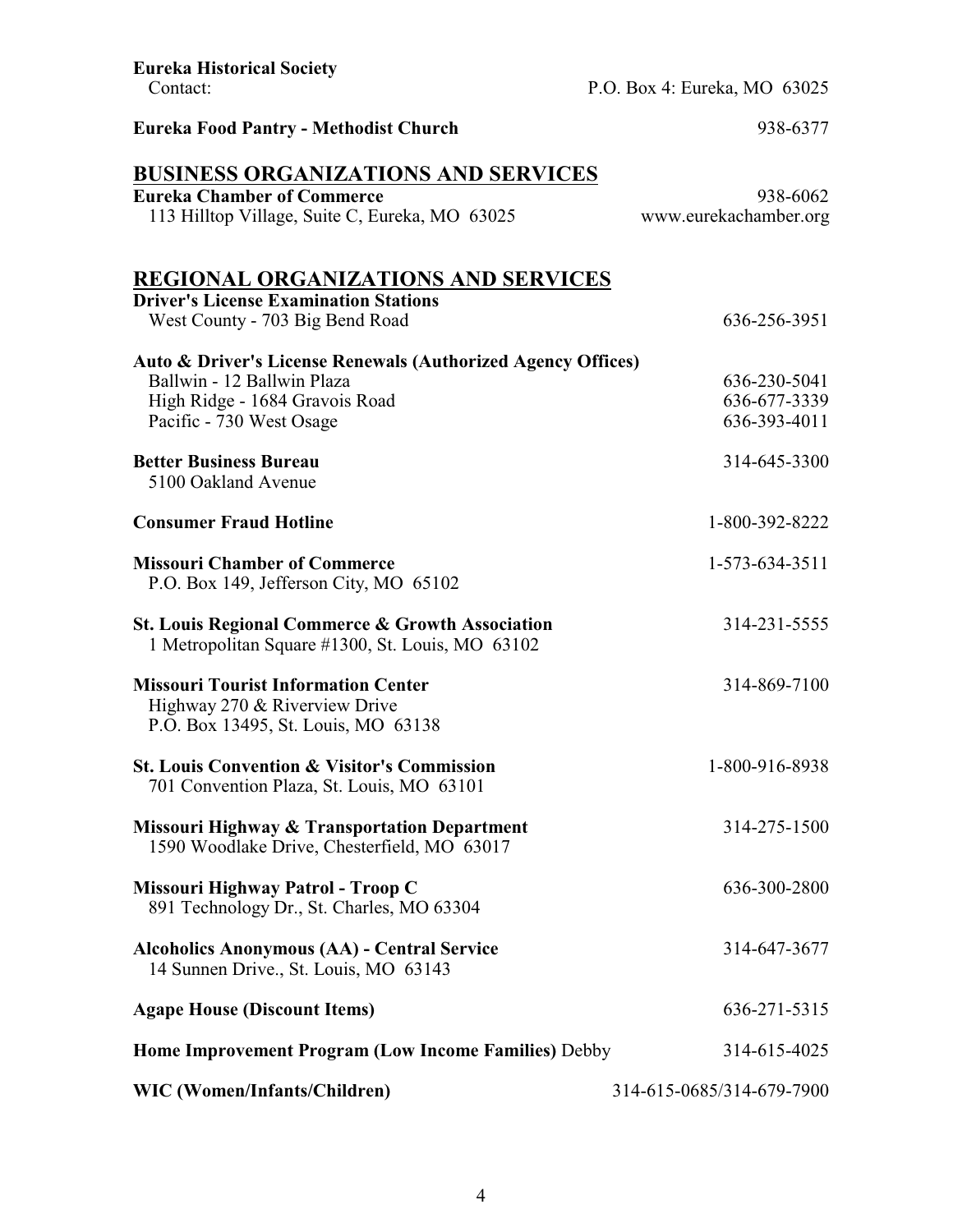**Eureka Historical Society**
Contact: P.O. Box 4: Eureka, MO 63025

**Eureka Food Pantry - Methodist Church** 938-6377

## BUSINESS ORGANIZATIONS AND SERVICES

**Eureka Chamber of Commerce** 938-6062
113 Hilltop Village, Suite C, Eureka, MO 63025 www.eurekachamber.org

## REGIONAL ORGANIZATIONS AND SERVICES

**Driver's License Examination Stations**
West County - 703 Big Bend Road 636-256-3951

**Auto & Driver's License Renewals (Authorized Agency Offices)**
Ballwin - 12 Ballwin Plaza 636-230-5041
High Ridge - 1684 Gravois Road 636-677-3339
Pacific - 730 West Osage 636-393-4011

**Better Business Bureau** 314-645-3300
5100 Oakland Avenue

**Consumer Fraud Hotline** 1-800-392-8222

**Missouri Chamber of Commerce** 1-573-634-3511
P.O. Box 149, Jefferson City, MO 65102

**St. Louis Regional Commerce & Growth Association** 314-231-5555
1 Metropolitan Square #1300, St. Louis, MO 63102

**Missouri Tourist Information Center** 314-869-7100
Highway 270 & Riverview Drive
P.O. Box 13495, St. Louis, MO 63138

**St. Louis Convention & Visitor's Commission** 1-800-916-8938
701 Convention Plaza, St. Louis, MO 63101

**Missouri Highway & Transportation Department** 314-275-1500
1590 Woodlake Drive, Chesterfield, MO 63017

**Missouri Highway Patrol - Troop C** 636-300-2800
891 Technology Dr., St. Charles, MO 63304

**Alcoholics Anonymous (AA) - Central Service** 314-647-3677
14 Sunnen Drive., St. Louis, MO 63143

**Agape House (Discount Items)** 636-271-5315

**Home Improvement Program (Low Income Families)** Debby 314-615-4025

**WIC (Women/Infants/Children)** 314-615-0685/314-679-7900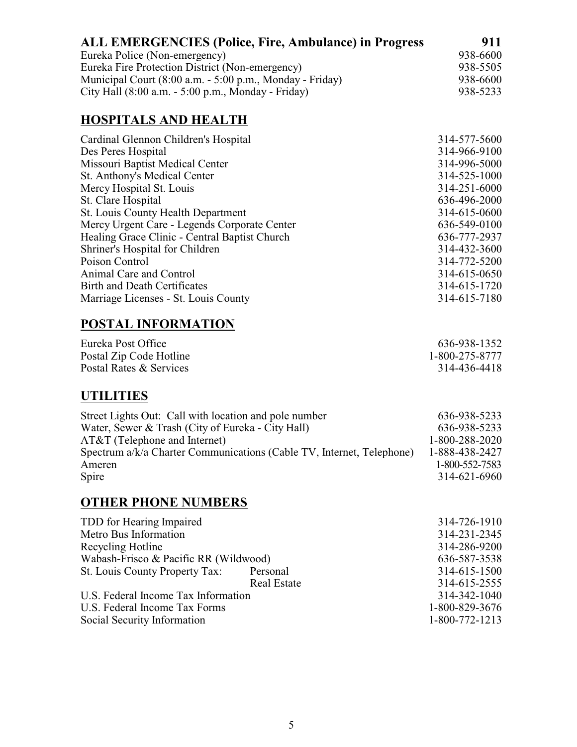| **ALL EMERGENCIES (Police, Fire, Ambulance) in Progress** | **911** |
|---|---|
| Eureka Police (Non-emergency) | 938-6600 |
| Eureka Fire Protection District (Non-emergency) | 938-5505 |
| Municipal Court (8:00 a.m. - 5:00 p.m., Monday - Friday) | 938-6600 |
| City Hall (8:00 a.m. - 5:00 p.m., Monday - Friday) | 938-5233 |

## HOSPITALS AND HEALTH

| | |
|---|---|
| Cardinal Glennon Children's Hospital | 314-577-5600 |
| Des Peres Hospital | 314-966-9100 |
| Missouri Baptist Medical Center | 314-996-5000 |
| St. Anthony's Medical Center | 314-525-1000 |
| Mercy Hospital St. Louis | 314-251-6000 |
| St. Clare Hospital | 636-496-2000 |
| St. Louis County Health Department | 314-615-0600 |
| Mercy Urgent Care - Legends Corporate Center | 636-549-0100 |
| Healing Grace Clinic - Central Baptist Church | 636-777-2937 |
| Shriner's Hospital for Children | 314-432-3600 |
| Poison Control | 314-772-5200 |
| Animal Care and Control | 314-615-0650 |
| Birth and Death Certificates | 314-615-1720 |
| Marriage Licenses - St. Louis County | 314-615-7180 |

## POSTAL INFORMATION

| | |
|---|---|
| Eureka Post Office | 636-938-1352 |
| Postal Zip Code Hotline | 1-800-275-8777 |
| Postal Rates & Services | 314-436-4418 |

## UTILITIES

| | |
|---|---|
| Street Lights Out: Call with location and pole number | 636-938-5233 |
| Water, Sewer & Trash (City of Eureka - City Hall) | 636-938-5233 |
| AT&T (Telephone and Internet) | 1-800-288-2020 |
| Spectrum a/k/a Charter Communications (Cable TV, Internet, Telephone) | 1-888-438-2427 |
| Ameren | 1-800-552-7583 |
| Spire | 314-621-6960 |

## OTHER PHONE NUMBERS

| | | |
|---|---|---|
| TDD for Hearing Impaired | | 314-726-1910 |
| Metro Bus Information | | 314-231-2345 |
| Recycling Hotline | | 314-286-9200 |
| Wabash-Frisco & Pacific RR (Wildwood) | | 636-587-3538 |
| St. Louis County Property Tax: | Personal | 314-615-1500 |
| | Real Estate | 314-615-2555 |
| U.S. Federal Income Tax Information | | 314-342-1040 |
| U.S. Federal Income Tax Forms | | 1-800-829-3676 |
| Social Security Information | | 1-800-772-1213 |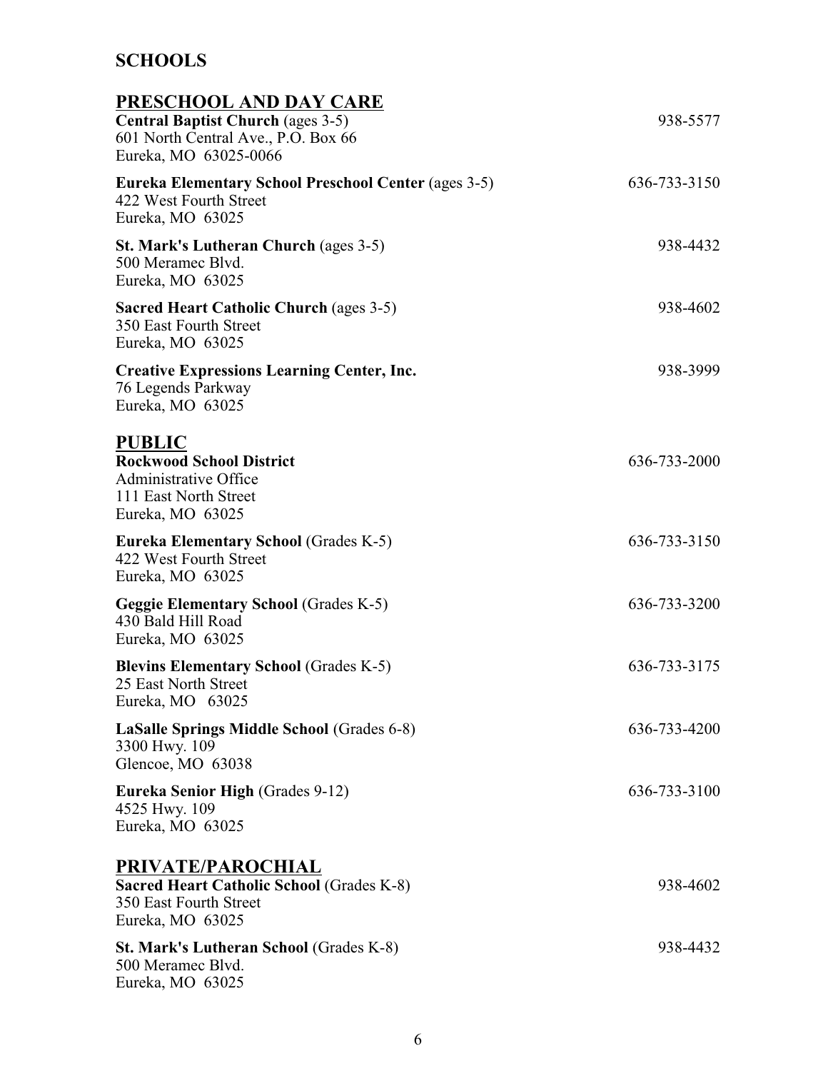# SCHOOLS

## PRESCHOOL AND DAY CARE

**Central Baptist Church** (ages 3-5) — 938-5577
601 North Central Ave., P.O. Box 66
Eureka, MO 63025-0066

**Eureka Elementary School Preschool Center** (ages 3-5) — 636-733-3150
422 West Fourth Street
Eureka, MO 63025

**St. Mark's Lutheran Church** (ages 3-5) — 938-4432
500 Meramec Blvd.
Eureka, MO 63025

**Sacred Heart Catholic Church** (ages 3-5) — 938-4602
350 East Fourth Street
Eureka, MO 63025

**Creative Expressions Learning Center, Inc.** — 938-3999
76 Legends Parkway
Eureka, MO 63025

## PUBLIC

**Rockwood School District** — 636-733-2000
Administrative Office
111 East North Street
Eureka, MO 63025

**Eureka Elementary School** (Grades K-5) — 636-733-3150
422 West Fourth Street
Eureka, MO 63025

**Geggie Elementary School** (Grades K-5) — 636-733-3200
430 Bald Hill Road
Eureka, MO 63025

**Blevins Elementary School** (Grades K-5) — 636-733-3175
25 East North Street
Eureka, MO 63025

**LaSalle Springs Middle School** (Grades 6-8) — 636-733-4200
3300 Hwy. 109
Glencoe, MO 63038

**Eureka Senior High** (Grades 9-12) — 636-733-3100
4525 Hwy. 109
Eureka, MO 63025

## PRIVATE/PAROCHIAL

**Sacred Heart Catholic School** (Grades K-8) — 938-4602
350 East Fourth Street
Eureka, MO 63025

**St. Mark's Lutheran School** (Grades K-8) — 938-4432
500 Meramec Blvd.
Eureka, MO 63025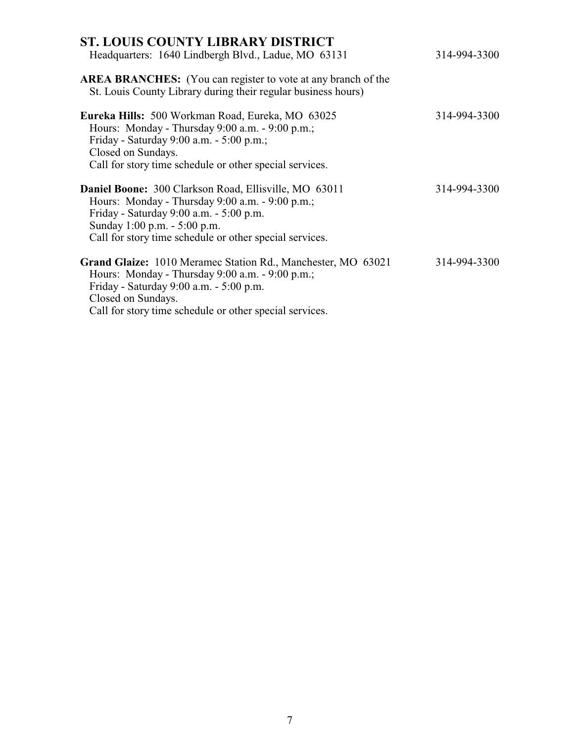## ST. LOUIS COUNTY LIBRARY DISTRICT

Headquarters: 1640 Lindbergh Blvd., Ladue, MO 63131 — 314-994-3300

**AREA BRANCHES:** (You can register to vote at any branch of the St. Louis County Library during their regular business hours)

**Eureka Hills:** 500 Workman Road, Eureka, MO 63025 — 314-994-3300
Hours: Monday - Thursday 9:00 a.m. - 9:00 p.m.;
Friday - Saturday 9:00 a.m. - 5:00 p.m.;
Closed on Sundays.
Call for story time schedule or other special services.

**Daniel Boone:** 300 Clarkson Road, Ellisville, MO 63011 — 314-994-3300
Hours: Monday - Thursday 9:00 a.m. - 9:00 p.m.;
Friday - Saturday 9:00 a.m. - 5:00 p.m.
Sunday 1:00 p.m. - 5:00 p.m.
Call for story time schedule or other special services.

**Grand Glaize:** 1010 Meramec Station Rd., Manchester, MO 63021 — 314-994-3300
Hours: Monday - Thursday 9:00 a.m. - 9:00 p.m.;
Friday - Saturday 9:00 a.m. - 5:00 p.m.
Closed on Sundays.
Call for story time schedule or other special services.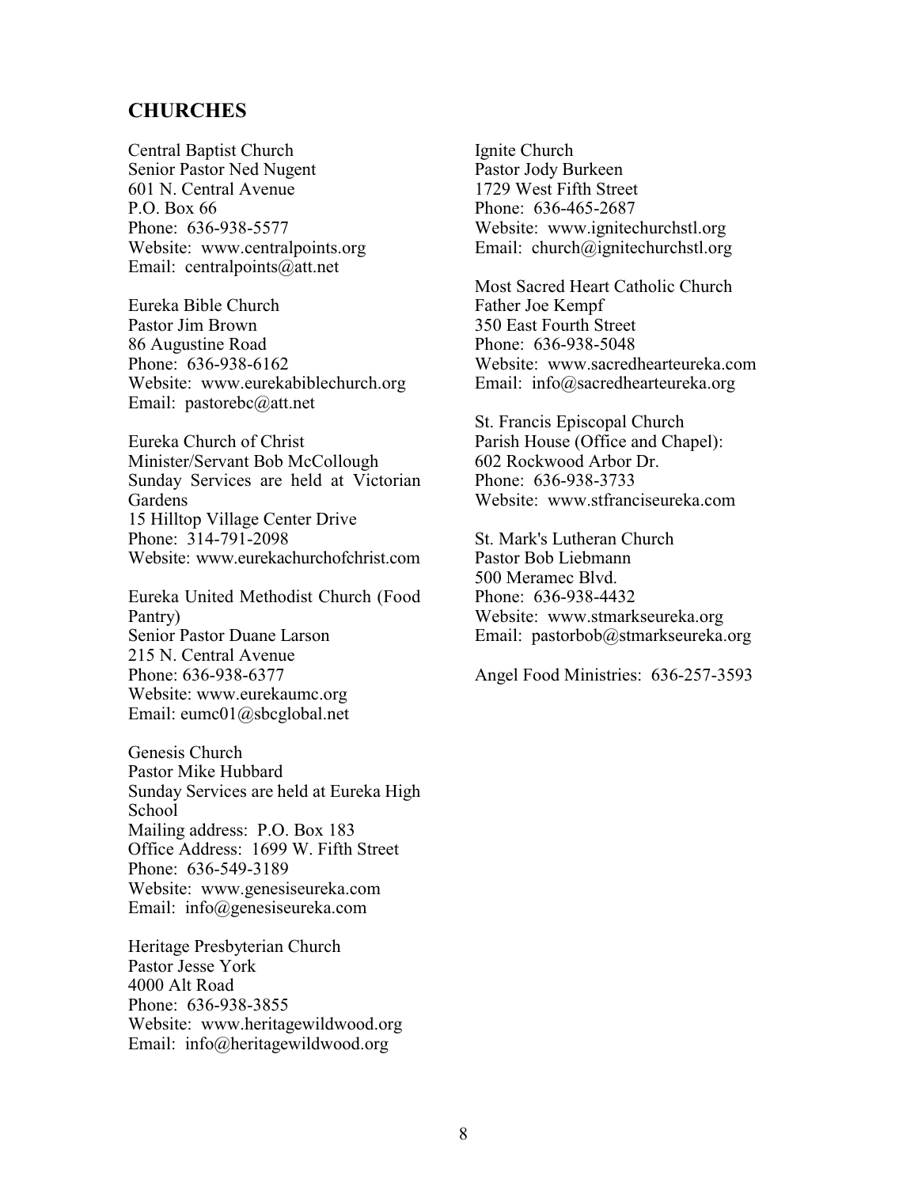## CHURCHES

Central Baptist Church
Senior Pastor Ned Nugent
601 N. Central Avenue
P.O. Box 66
Phone: 636-938-5577
Website: www.centralpoints.org
Email: centralpoints@att.net

Eureka Bible Church
Pastor Jim Brown
86 Augustine Road
Phone: 636-938-6162
Website: www.eurekabiblechurch.org
Email: pastorebc@att.net

Eureka Church of Christ
Minister/Servant Bob McCollough
Sunday Services are held at Victorian Gardens
15 Hilltop Village Center Drive
Phone: 314-791-2098
Website: www.eurekachurchofchrist.com

Eureka United Methodist Church (Food Pantry)
Senior Pastor Duane Larson
215 N. Central Avenue
Phone: 636-938-6377
Website: www.eurekaumc.org
Email: eumc01@sbcglobal.net

Genesis Church
Pastor Mike Hubbard
Sunday Services are held at Eureka High School
Mailing address: P.O. Box 183
Office Address: 1699 W. Fifth Street
Phone: 636-549-3189
Website: www.genesiseureka.com
Email: info@genesiseureka.com

Heritage Presbyterian Church
Pastor Jesse York
4000 Alt Road
Phone: 636-938-3855
Website: www.heritagewildwood.org
Email: info@heritagewildwood.org

Ignite Church
Pastor Jody Burkeen
1729 West Fifth Street
Phone: 636-465-2687
Website: www.ignitechurchstl.org
Email: church@ignitechurchstl.org

Most Sacred Heart Catholic Church
Father Joe Kempf
350 East Fourth Street
Phone: 636-938-5048
Website: www.sacredhearteureka.com
Email: info@sacredhearteureka.org

St. Francis Episcopal Church
Parish House (Office and Chapel):
602 Rockwood Arbor Dr.
Phone: 636-938-3733
Website: www.stfranciseureka.com

St. Mark's Lutheran Church
Pastor Bob Liebmann
500 Meramec Blvd.
Phone: 636-938-4432
Website: www.stmarkseureka.org
Email: pastorbob@stmarkseureka.org

Angel Food Ministries: 636-257-3593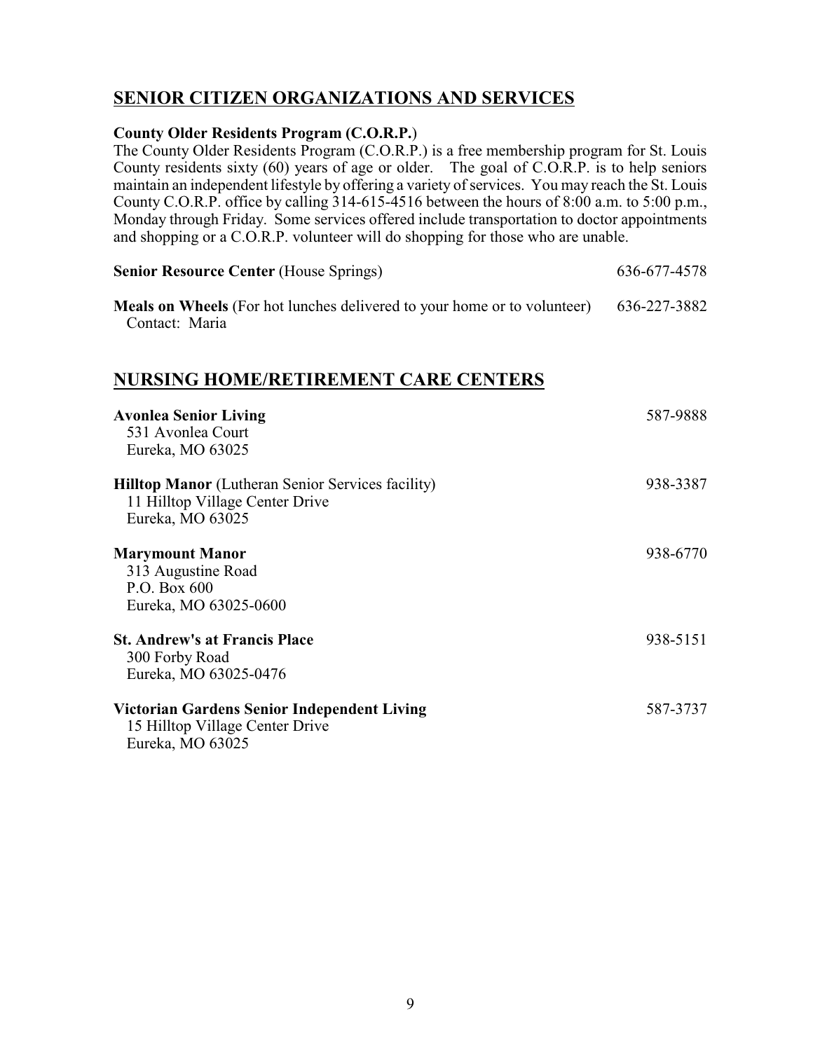## SENIOR CITIZEN ORGANIZATIONS AND SERVICES

**County Older Residents Program (C.O.R.P.)**

The County Older Residents Program (C.O.R.P.) is a free membership program for St. Louis County residents sixty (60) years of age or older. The goal of C.O.R.P. is to help seniors maintain an independent lifestyle by offering a variety of services. You may reach the St. Louis County C.O.R.P. office by calling 314-615-4516 between the hours of 8:00 a.m. to 5:00 p.m., Monday through Friday. Some services offered include transportation to doctor appointments and shopping or a C.O.R.P. volunteer will do shopping for those who are unable.

**Senior Resource Center** (House Springs) 636-677-4578

**Meals on Wheels** (For hot lunches delivered to your home or to volunteer) 636-227-3882
Contact: Maria

## NURSING HOME/RETIREMENT CARE CENTERS

**Avonlea Senior Living** 587-9888
531 Avonlea Court
Eureka, MO 63025

**Hilltop Manor** (Lutheran Senior Services facility) 938-3387
11 Hilltop Village Center Drive
Eureka, MO 63025

**Marymount Manor** 938-6770
313 Augustine Road
P.O. Box 600
Eureka, MO 63025-0600

**St. Andrew's at Francis Place** 938-5151
300 Forby Road
Eureka, MO 63025-0476

**Victorian Gardens Senior Independent Living** 587-3737
15 Hilltop Village Center Drive
Eureka, MO 63025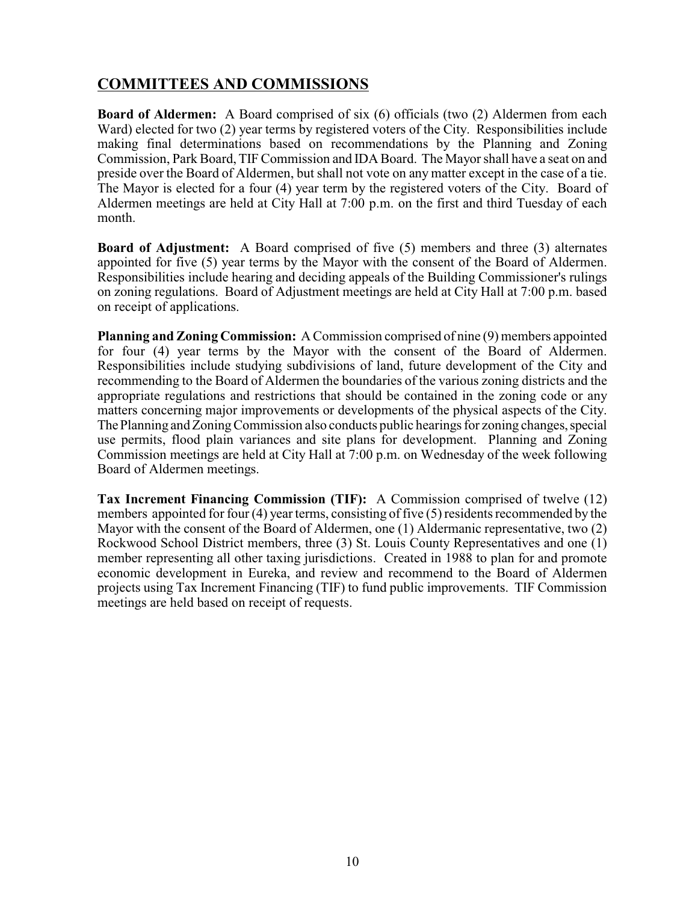## COMMITTEES AND COMMISSIONS

**Board of Aldermen:** A Board comprised of six (6) officials (two (2) Aldermen from each Ward) elected for two (2) year terms by registered voters of the City. Responsibilities include making final determinations based on recommendations by the Planning and Zoning Commission, Park Board, TIF Commission and IDA Board. The Mayor shall have a seat on and preside over the Board of Aldermen, but shall not vote on any matter except in the case of a tie. The Mayor is elected for a four (4) year term by the registered voters of the City. Board of Aldermen meetings are held at City Hall at 7:00 p.m. on the first and third Tuesday of each month.

**Board of Adjustment:** A Board comprised of five (5) members and three (3) alternates appointed for five (5) year terms by the Mayor with the consent of the Board of Aldermen. Responsibilities include hearing and deciding appeals of the Building Commissioner's rulings on zoning regulations. Board of Adjustment meetings are held at City Hall at 7:00 p.m. based on receipt of applications.

**Planning and Zoning Commission:** A Commission comprised of nine (9) members appointed for four (4) year terms by the Mayor with the consent of the Board of Aldermen. Responsibilities include studying subdivisions of land, future development of the City and recommending to the Board of Aldermen the boundaries of the various zoning districts and the appropriate regulations and restrictions that should be contained in the zoning code or any matters concerning major improvements or developments of the physical aspects of the City. The Planning and Zoning Commission also conducts public hearings for zoning changes, special use permits, flood plain variances and site plans for development. Planning and Zoning Commission meetings are held at City Hall at 7:00 p.m. on Wednesday of the week following Board of Aldermen meetings.

**Tax Increment Financing Commission (TIF):** A Commission comprised of twelve (12) members appointed for four (4) year terms, consisting of five (5) residents recommended by the Mayor with the consent of the Board of Aldermen, one (1) Aldermanic representative, two (2) Rockwood School District members, three (3) St. Louis County Representatives and one (1) member representing all other taxing jurisdictions. Created in 1988 to plan for and promote economic development in Eureka, and review and recommend to the Board of Aldermen projects using Tax Increment Financing (TIF) to fund public improvements. TIF Commission meetings are held based on receipt of requests.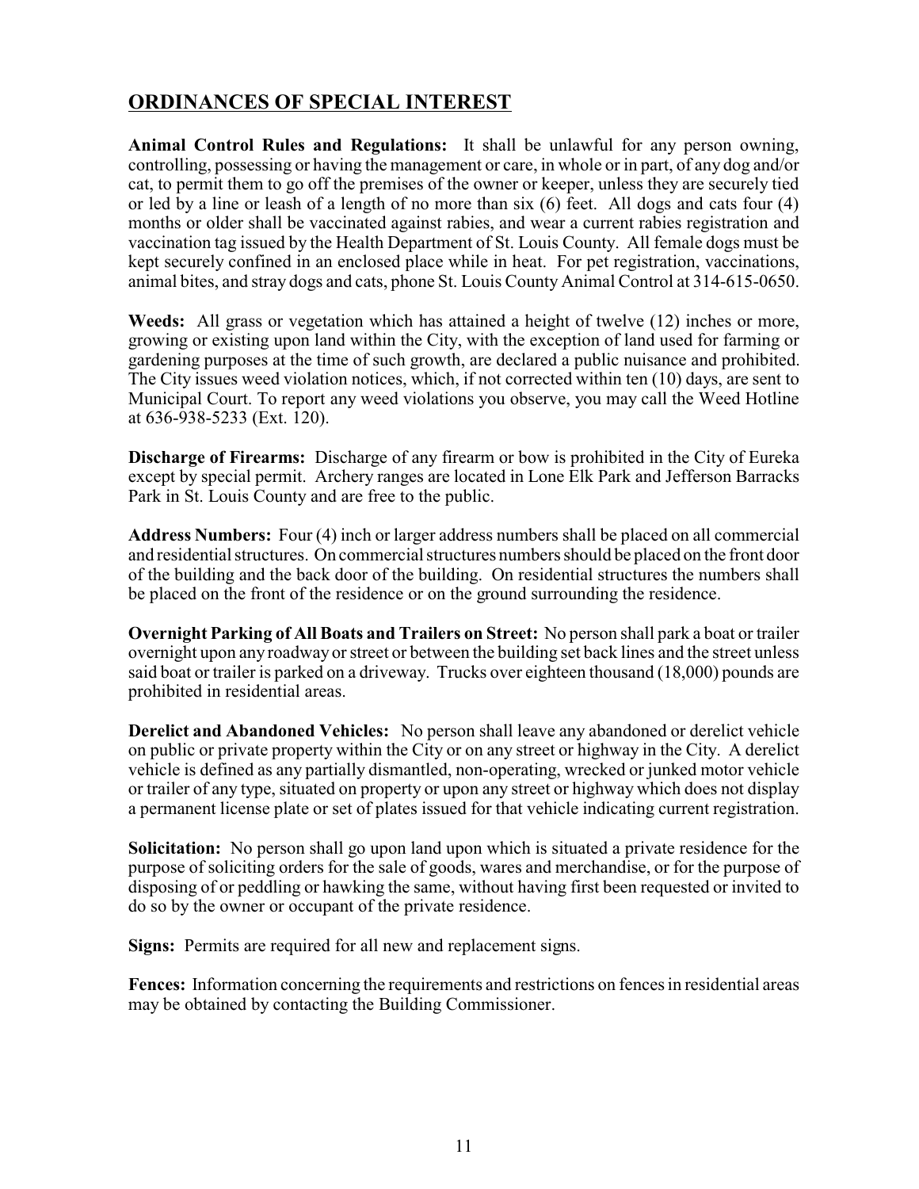## ORDINANCES OF SPECIAL INTEREST

**Animal Control Rules and Regulations:** It shall be unlawful for any person owning, controlling, possessing or having the management or care, in whole or in part, of any dog and/or cat, to permit them to go off the premises of the owner or keeper, unless they are securely tied or led by a line or leash of a length of no more than six (6) feet. All dogs and cats four (4) months or older shall be vaccinated against rabies, and wear a current rabies registration and vaccination tag issued by the Health Department of St. Louis County. All female dogs must be kept securely confined in an enclosed place while in heat. For pet registration, vaccinations, animal bites, and stray dogs and cats, phone St. Louis County Animal Control at 314-615-0650.

**Weeds:** All grass or vegetation which has attained a height of twelve (12) inches or more, growing or existing upon land within the City, with the exception of land used for farming or gardening purposes at the time of such growth, are declared a public nuisance and prohibited. The City issues weed violation notices, which, if not corrected within ten (10) days, are sent to Municipal Court. To report any weed violations you observe, you may call the Weed Hotline at 636-938-5233 (Ext. 120).

**Discharge of Firearms:** Discharge of any firearm or bow is prohibited in the City of Eureka except by special permit. Archery ranges are located in Lone Elk Park and Jefferson Barracks Park in St. Louis County and are free to the public.

**Address Numbers:** Four (4) inch or larger address numbers shall be placed on all commercial and residential structures. On commercial structures numbers should be placed on the front door of the building and the back door of the building. On residential structures the numbers shall be placed on the front of the residence or on the ground surrounding the residence.

**Overnight Parking of All Boats and Trailers on Street:** No person shall park a boat or trailer overnight upon any roadway or street or between the building set back lines and the street unless said boat or trailer is parked on a driveway. Trucks over eighteen thousand (18,000) pounds are prohibited in residential areas.

**Derelict and Abandoned Vehicles:** No person shall leave any abandoned or derelict vehicle on public or private property within the City or on any street or highway in the City. A derelict vehicle is defined as any partially dismantled, non-operating, wrecked or junked motor vehicle or trailer of any type, situated on property or upon any street or highway which does not display a permanent license plate or set of plates issued for that vehicle indicating current registration.

**Solicitation:** No person shall go upon land upon which is situated a private residence for the purpose of soliciting orders for the sale of goods, wares and merchandise, or for the purpose of disposing of or peddling or hawking the same, without having first been requested or invited to do so by the owner or occupant of the private residence.

**Signs:** Permits are required for all new and replacement signs.

**Fences:** Information concerning the requirements and restrictions on fences in residential areas may be obtained by contacting the Building Commissioner.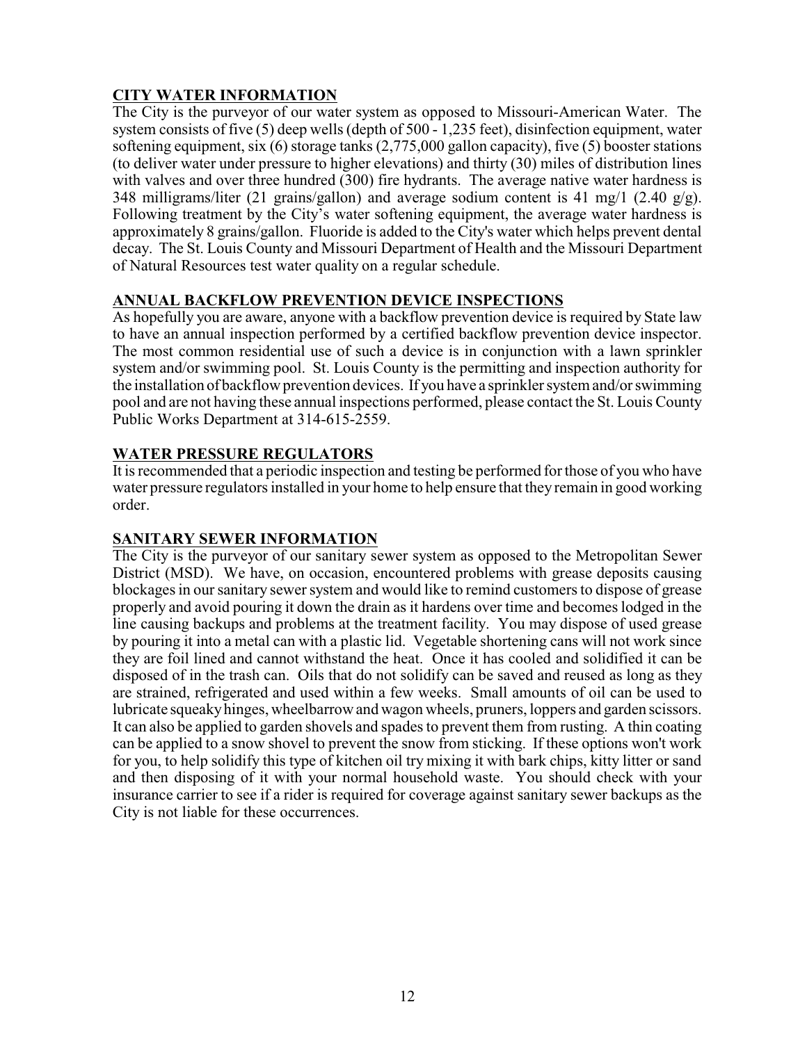## CITY WATER INFORMATION

The City is the purveyor of our water system as opposed to Missouri-American Water. The system consists of five (5) deep wells (depth of 500 - 1,235 feet), disinfection equipment, water softening equipment, six (6) storage tanks (2,775,000 gallon capacity), five (5) booster stations (to deliver water under pressure to higher elevations) and thirty (30) miles of distribution lines with valves and over three hundred (300) fire hydrants. The average native water hardness is 348 milligrams/liter (21 grains/gallon) and average sodium content is 41 mg/1 (2.40 g/g). Following treatment by the City's water softening equipment, the average water hardness is approximately 8 grains/gallon. Fluoride is added to the City's water which helps prevent dental decay. The St. Louis County and Missouri Department of Health and the Missouri Department of Natural Resources test water quality on a regular schedule.

## ANNUAL BACKFLOW PREVENTION DEVICE INSPECTIONS

As hopefully you are aware, anyone with a backflow prevention device is required by State law to have an annual inspection performed by a certified backflow prevention device inspector. The most common residential use of such a device is in conjunction with a lawn sprinkler system and/or swimming pool. St. Louis County is the permitting and inspection authority for the installation of backflow prevention devices. If you have a sprinkler system and/or swimming pool and are not having these annual inspections performed, please contact the St. Louis County Public Works Department at 314-615-2559.

## WATER PRESSURE REGULATORS

It is recommended that a periodic inspection and testing be performed for those of you who have water pressure regulators installed in your home to help ensure that they remain in good working order.

## SANITARY SEWER INFORMATION

The City is the purveyor of our sanitary sewer system as opposed to the Metropolitan Sewer District (MSD). We have, on occasion, encountered problems with grease deposits causing blockages in our sanitary sewer system and would like to remind customers to dispose of grease properly and avoid pouring it down the drain as it hardens over time and becomes lodged in the line causing backups and problems at the treatment facility. You may dispose of used grease by pouring it into a metal can with a plastic lid. Vegetable shortening cans will not work since they are foil lined and cannot withstand the heat. Once it has cooled and solidified it can be disposed of in the trash can. Oils that do not solidify can be saved and reused as long as they are strained, refrigerated and used within a few weeks. Small amounts of oil can be used to lubricate squeaky hinges, wheelbarrow and wagon wheels, pruners, loppers and garden scissors. It can also be applied to garden shovels and spades to prevent them from rusting. A thin coating can be applied to a snow shovel to prevent the snow from sticking. If these options won't work for you, to help solidify this type of kitchen oil try mixing it with bark chips, kitty litter or sand and then disposing of it with your normal household waste. You should check with your insurance carrier to see if a rider is required for coverage against sanitary sewer backups as the City is not liable for these occurrences.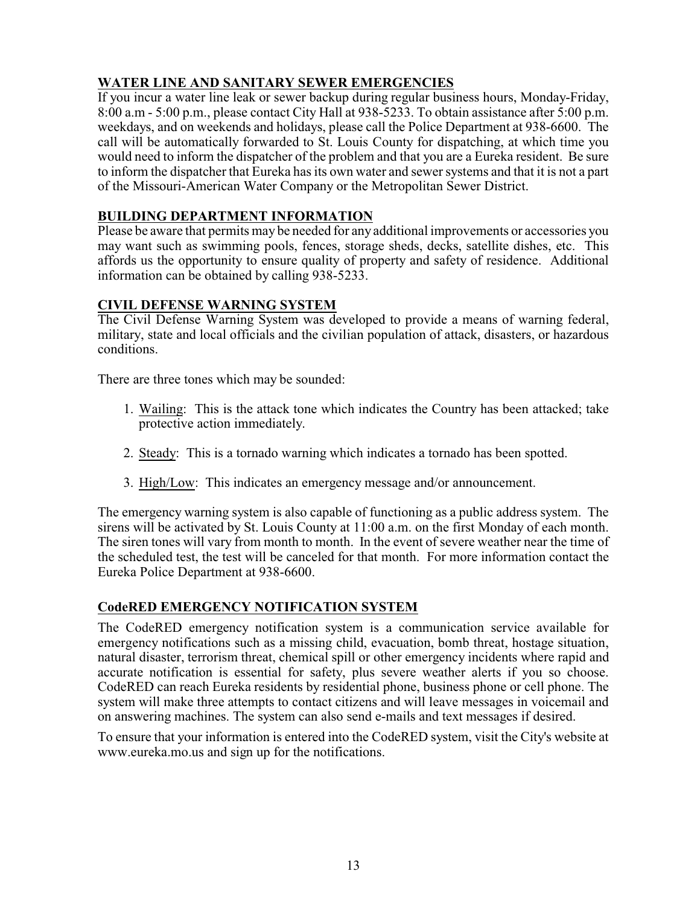## WATER LINE AND SANITARY SEWER EMERGENCIES

If you incur a water line leak or sewer backup during regular business hours, Monday-Friday, 8:00 a.m - 5:00 p.m., please contact City Hall at 938-5233. To obtain assistance after 5:00 p.m. weekdays, and on weekends and holidays, please call the Police Department at 938-6600. The call will be automatically forwarded to St. Louis County for dispatching, at which time you would need to inform the dispatcher of the problem and that you are a Eureka resident. Be sure to inform the dispatcher that Eureka has its own water and sewer systems and that it is not a part of the Missouri-American Water Company or the Metropolitan Sewer District.

## BUILDING DEPARTMENT INFORMATION

Please be aware that permits may be needed for any additional improvements or accessories you may want such as swimming pools, fences, storage sheds, decks, satellite dishes, etc. This affords us the opportunity to ensure quality of property and safety of residence. Additional information can be obtained by calling 938-5233.

## CIVIL DEFENSE WARNING SYSTEM

The Civil Defense Warning System was developed to provide a means of warning federal, military, state and local officials and the civilian population of attack, disasters, or hazardous conditions.

There are three tones which may be sounded:

1. Wailing: This is the attack tone which indicates the Country has been attacked; take protective action immediately.

2. Steady: This is a tornado warning which indicates a tornado has been spotted.

3. High/Low: This indicates an emergency message and/or announcement.

The emergency warning system is also capable of functioning as a public address system. The sirens will be activated by St. Louis County at 11:00 a.m. on the first Monday of each month. The siren tones will vary from month to month. In the event of severe weather near the time of the scheduled test, the test will be canceled for that month. For more information contact the Eureka Police Department at 938-6600.

## CodeRED EMERGENCY NOTIFICATION SYSTEM

The CodeRED emergency notification system is a communication service available for emergency notifications such as a missing child, evacuation, bomb threat, hostage situation, natural disaster, terrorism threat, chemical spill or other emergency incidents where rapid and accurate notification is essential for safety, plus severe weather alerts if you so choose. CodeRED can reach Eureka residents by residential phone, business phone or cell phone. The system will make three attempts to contact citizens and will leave messages in voicemail and on answering machines. The system can also send e-mails and text messages if desired.

To ensure that your information is entered into the CodeRED system, visit the City's website at www.eureka.mo.us and sign up for the notifications.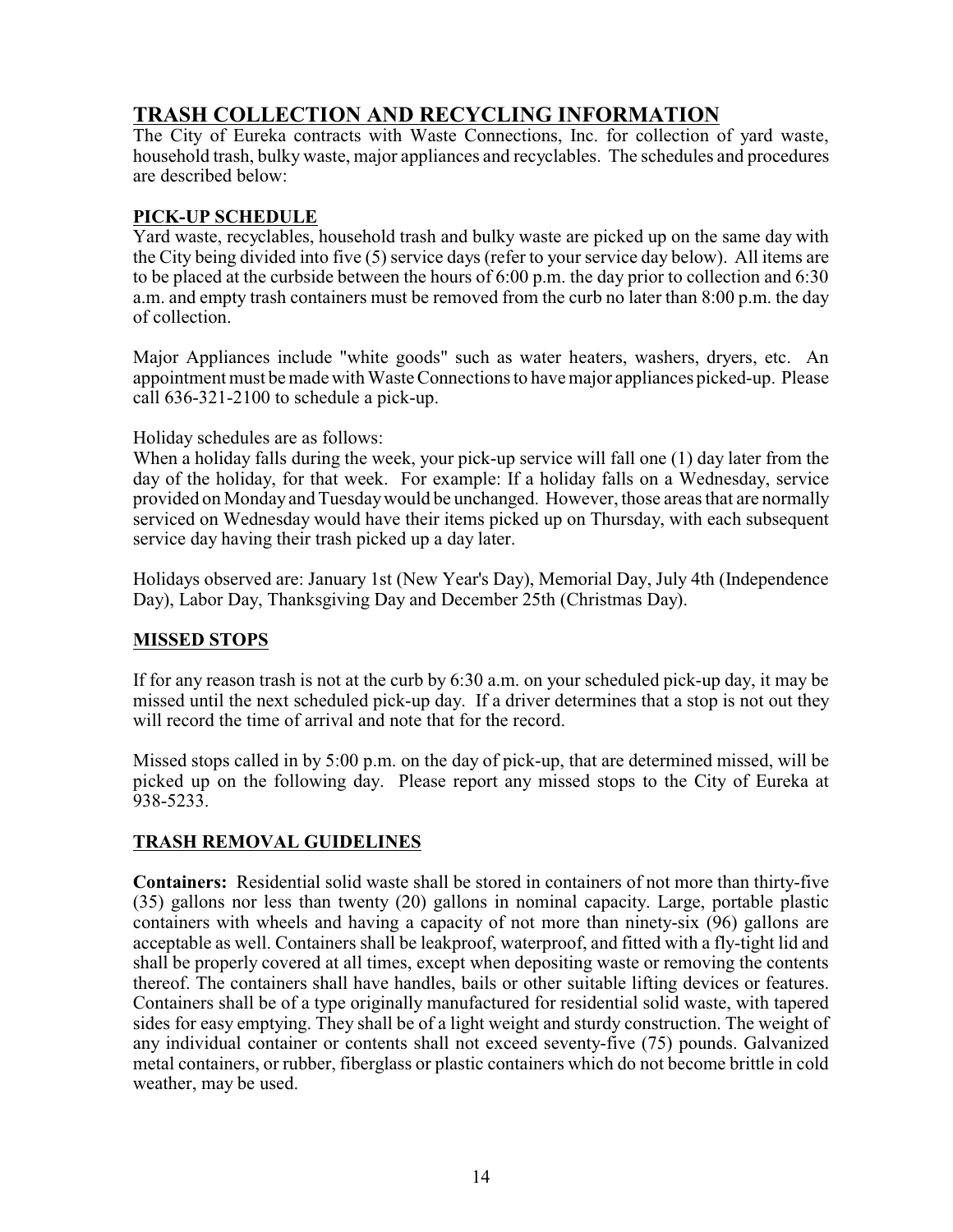# TRASH COLLECTION AND RECYCLING INFORMATION

The City of Eureka contracts with Waste Connections, Inc. for collection of yard waste, household trash, bulky waste, major appliances and recyclables. The schedules and procedures are described below:

## PICK-UP SCHEDULE

Yard waste, recyclables, household trash and bulky waste are picked up on the same day with the City being divided into five (5) service days (refer to your service day below). All items are to be placed at the curbside between the hours of 6:00 p.m. the day prior to collection and 6:30 a.m. and empty trash containers must be removed from the curb no later than 8:00 p.m. the day of collection.

Major Appliances include "white goods" such as water heaters, washers, dryers, etc. An appointment must be made with Waste Connections to have major appliances picked-up. Please call 636-321-2100 to schedule a pick-up.

Holiday schedules are as follows:
When a holiday falls during the week, your pick-up service will fall one (1) day later from the day of the holiday, for that week. For example: If a holiday falls on a Wednesday, service provided on Monday and Tuesday would be unchanged. However, those areas that are normally serviced on Wednesday would have their items picked up on Thursday, with each subsequent service day having their trash picked up a day later.

Holidays observed are: January 1st (New Year's Day), Memorial Day, July 4th (Independence Day), Labor Day, Thanksgiving Day and December 25th (Christmas Day).

## MISSED STOPS

If for any reason trash is not at the curb by 6:30 a.m. on your scheduled pick-up day, it may be missed until the next scheduled pick-up day. If a driver determines that a stop is not out they will record the time of arrival and note that for the record.

Missed stops called in by 5:00 p.m. on the day of pick-up, that are determined missed, will be picked up on the following day. Please report any missed stops to the City of Eureka at 938-5233.

## TRASH REMOVAL GUIDELINES

**Containers:** Residential solid waste shall be stored in containers of not more than thirty-five (35) gallons nor less than twenty (20) gallons in nominal capacity. Large, portable plastic containers with wheels and having a capacity of not more than ninety-six (96) gallons are acceptable as well. Containers shall be leakproof, waterproof, and fitted with a fly-tight lid and shall be properly covered at all times, except when depositing waste or removing the contents thereof. The containers shall have handles, bails or other suitable lifting devices or features. Containers shall be of a type originally manufactured for residential solid waste, with tapered sides for easy emptying. They shall be of a light weight and sturdy construction. The weight of any individual container or contents shall not exceed seventy-five (75) pounds. Galvanized metal containers, or rubber, fiberglass or plastic containers which do not become brittle in cold weather, may be used.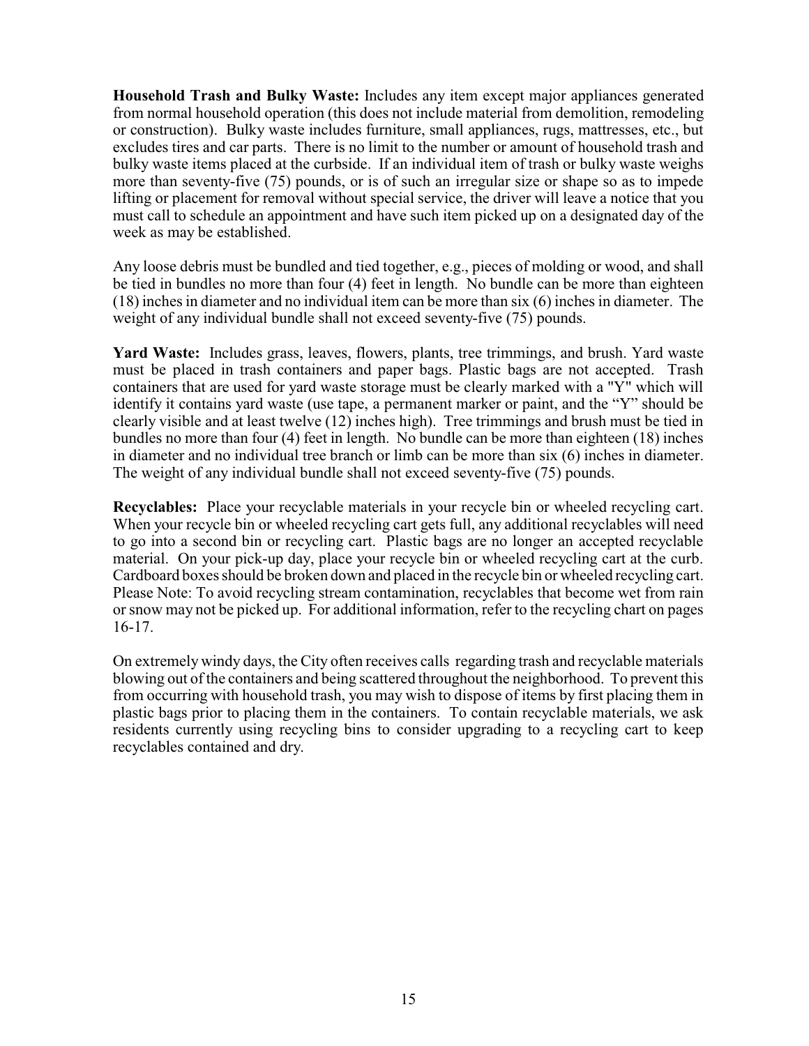**Household Trash and Bulky Waste:** Includes any item except major appliances generated from normal household operation (this does not include material from demolition, remodeling or construction). Bulky waste includes furniture, small appliances, rugs, mattresses, etc., but excludes tires and car parts. There is no limit to the number or amount of household trash and bulky waste items placed at the curbside. If an individual item of trash or bulky waste weighs more than seventy-five (75) pounds, or is of such an irregular size or shape so as to impede lifting or placement for removal without special service, the driver will leave a notice that you must call to schedule an appointment and have such item picked up on a designated day of the week as may be established.

Any loose debris must be bundled and tied together, e.g., pieces of molding or wood, and shall be tied in bundles no more than four (4) feet in length. No bundle can be more than eighteen (18) inches in diameter and no individual item can be more than six (6) inches in diameter. The weight of any individual bundle shall not exceed seventy-five (75) pounds.

**Yard Waste:** Includes grass, leaves, flowers, plants, tree trimmings, and brush. Yard waste must be placed in trash containers and paper bags. Plastic bags are not accepted. Trash containers that are used for yard waste storage must be clearly marked with a "Y" which will identify it contains yard waste (use tape, a permanent marker or paint, and the "Y" should be clearly visible and at least twelve (12) inches high). Tree trimmings and brush must be tied in bundles no more than four (4) feet in length. No bundle can be more than eighteen (18) inches in diameter and no individual tree branch or limb can be more than six (6) inches in diameter. The weight of any individual bundle shall not exceed seventy-five (75) pounds.

**Recyclables:** Place your recyclable materials in your recycle bin or wheeled recycling cart. When your recycle bin or wheeled recycling cart gets full, any additional recyclables will need to go into a second bin or recycling cart. Plastic bags are no longer an accepted recyclable material. On your pick-up day, place your recycle bin or wheeled recycling cart at the curb. Cardboard boxes should be broken down and placed in the recycle bin or wheeled recycling cart. Please Note: To avoid recycling stream contamination, recyclables that become wet from rain or snow may not be picked up. For additional information, refer to the recycling chart on pages 16-17.

On extremely windy days, the City often receives calls regarding trash and recyclable materials blowing out of the containers and being scattered throughout the neighborhood. To prevent this from occurring with household trash, you may wish to dispose of items by first placing them in plastic bags prior to placing them in the containers. To contain recyclable materials, we ask residents currently using recycling bins to consider upgrading to a recycling cart to keep recyclables contained and dry.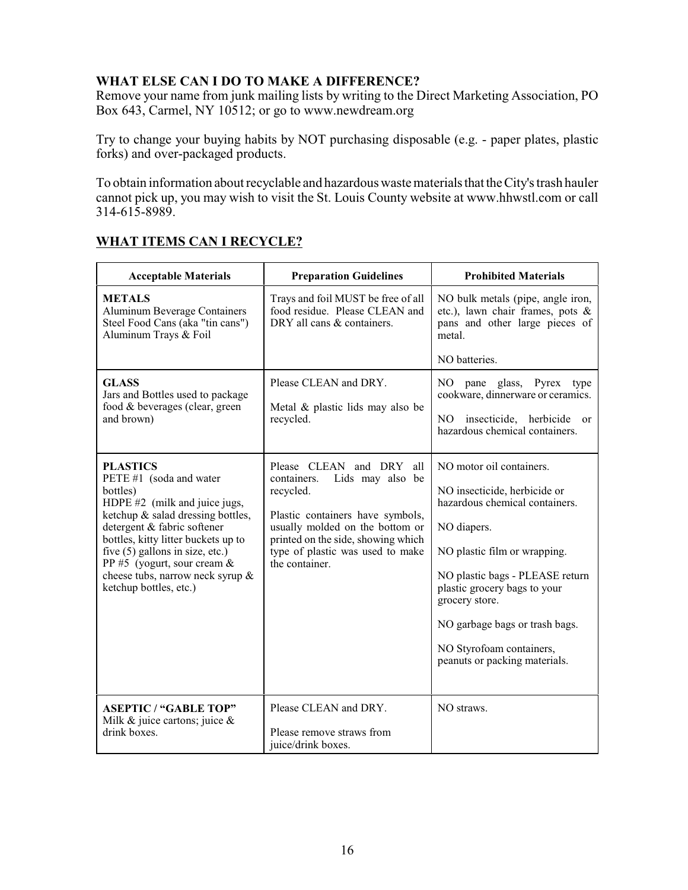## WHAT ELSE CAN I DO TO MAKE A DIFFERENCE?

Remove your name from junk mailing lists by writing to the Direct Marketing Association, PO Box 643, Carmel, NY 10512; or go to www.newdream.org

Try to change your buying habits by NOT purchasing disposable (e.g. - paper plates, plastic forks) and over-packaged products.

To obtain information about recyclable and hazardous waste materials that the City's trash hauler cannot pick up, you may wish to visit the St. Louis County website at www.hhwstl.com or call 314-615-8989.

## WHAT ITEMS CAN I RECYCLE?

| Acceptable Materials | Preparation Guidelines | Prohibited Materials |
| --- | --- | --- |
| **METALS**<br>Aluminum Beverage Containers<br>Steel Food Cans (aka "tin cans")<br>Aluminum Trays & Foil | Trays and foil MUST be free of all food residue. Please CLEAN and DRY all cans & containers. | NO bulk metals (pipe, angle iron, etc.), lawn chair frames, pots & pans and other large pieces of metal.<br><br>NO batteries. |
| **GLASS**<br>Jars and Bottles used to package food & beverages (clear, green and brown) | Please CLEAN and DRY.<br><br>Metal & plastic lids may also be recycled. | NO pane glass, Pyrex type cookware, dinnerware or ceramics.<br><br>NO insecticide, herbicide or hazardous chemical containers. |
| **PLASTICS**<br>PETE #1 (soda and water bottles)<br>HDPE #2 (milk and juice jugs, ketchup & salad dressing bottles, detergent & fabric softener bottles, kitty litter buckets up to five (5) gallons in size, etc.)<br>PP #5 (yogurt, sour cream & cheese tubs, narrow neck syrup & ketchup bottles, etc.) | Please CLEAN and DRY all containers. Lids may also be recycled.<br><br>Plastic containers have symbols, usually molded on the bottom or printed on the side, showing which type of plastic was used to make the container. | NO motor oil containers.<br><br>NO insecticide, herbicide or hazardous chemical containers.<br><br>NO diapers.<br><br>NO plastic film or wrapping.<br><br>NO plastic bags - PLEASE return plastic grocery bags to your grocery store.<br><br>NO garbage bags or trash bags.<br><br>NO Styrofoam containers, peanuts or packing materials. |
| **ASEPTIC / "GABLE TOP"**<br>Milk & juice cartons; juice & drink boxes. | Please CLEAN and DRY.<br><br>Please remove straws from juice/drink boxes. | NO straws. |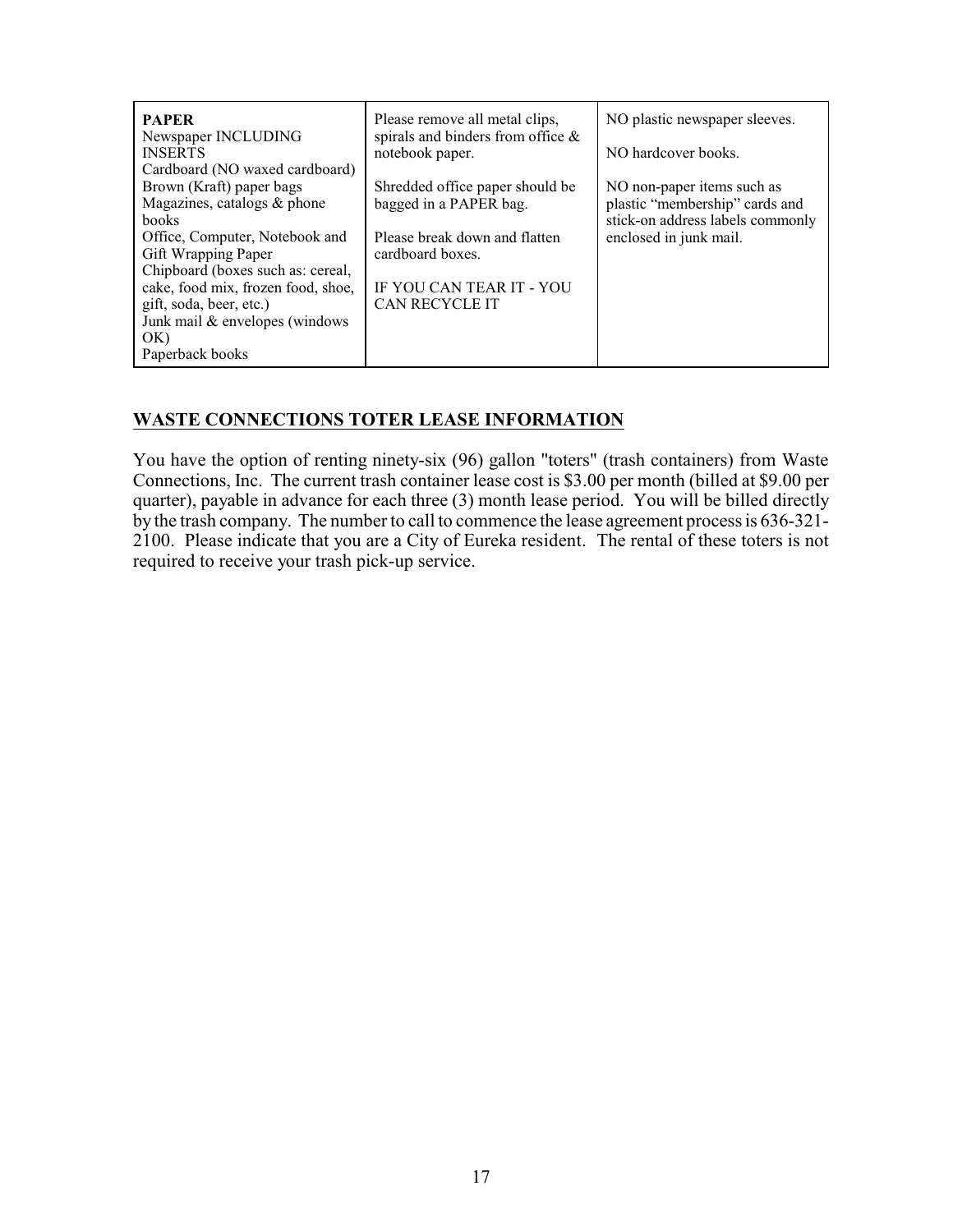| **PAPER**<br>Newspaper INCLUDING INSERTS<br>Cardboard (NO waxed cardboard)<br>Brown (Kraft) paper bags<br>Magazines, catalogs & phone books<br>Office, Computer, Notebook and Gift Wrapping Paper<br>Chipboard (boxes such as: cereal, cake, food mix, frozen food, shoe, gift, soda, beer, etc.)<br>Junk mail & envelopes (windows OK)<br>Paperback books | Please remove all metal clips, spirals and binders from office & notebook paper.<br><br>Shredded office paper should be bagged in a PAPER bag.<br><br>Please break down and flatten cardboard boxes.<br><br>IF YOU CAN TEAR IT - YOU CAN RECYCLE IT | NO plastic newspaper sleeves.<br><br>NO hardcover books.<br><br>NO non-paper items such as plastic "membership" cards and stick-on address labels commonly enclosed in junk mail. |
|---|---|---|

## WASTE CONNECTIONS TOTER LEASE INFORMATION

You have the option of renting ninety-six (96) gallon "toters" (trash containers) from Waste Connections, Inc. The current trash container lease cost is $3.00 per month (billed at $9.00 per quarter), payable in advance for each three (3) month lease period. You will be billed directly by the trash company. The number to call to commence the lease agreement process is 636-321-2100. Please indicate that you are a City of Eureka resident. The rental of these toters is not required to receive your trash pick-up service.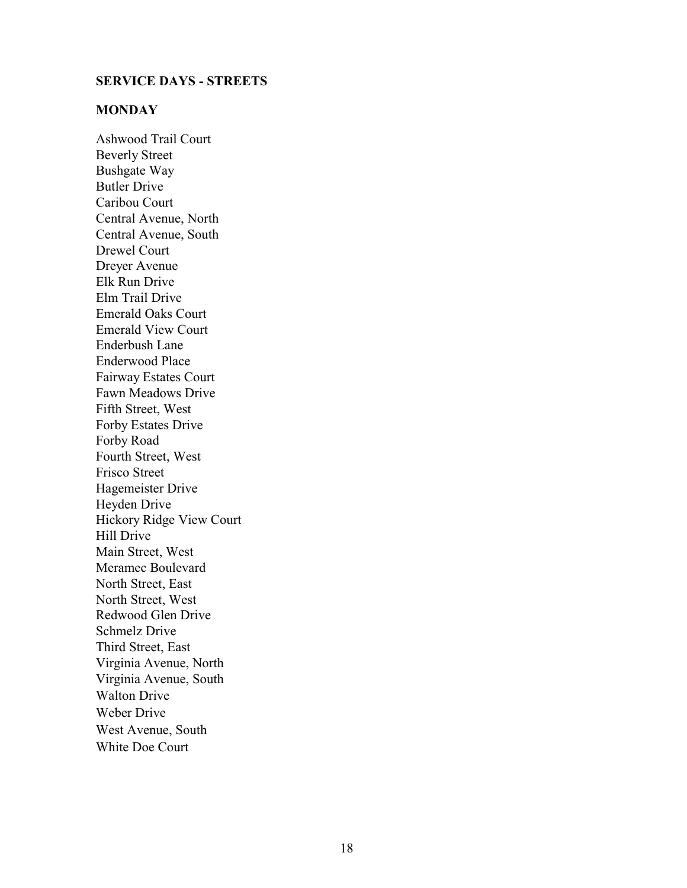**SERVICE DAYS - STREETS**

**MONDAY**

Ashwood Trail Court
Beverly Street
Bushgate Way
Butler Drive
Caribou Court
Central Avenue, North
Central Avenue, South
Drewel Court
Dreyer Avenue
Elk Run Drive
Elm Trail Drive
Emerald Oaks Court
Emerald View Court
Enderbush Lane
Enderwood Place
Fairway Estates Court
Fawn Meadows Drive
Fifth Street, West
Forby Estates Drive
Forby Road
Fourth Street, West
Frisco Street
Hagemeister Drive
Heyden Drive
Hickory Ridge View Court
Hill Drive
Main Street, West
Meramec Boulevard
North Street, East
North Street, West
Redwood Glen Drive
Schmelz Drive
Third Street, East
Virginia Avenue, North
Virginia Avenue, South
Walton Drive
Weber Drive
West Avenue, South
White Doe Court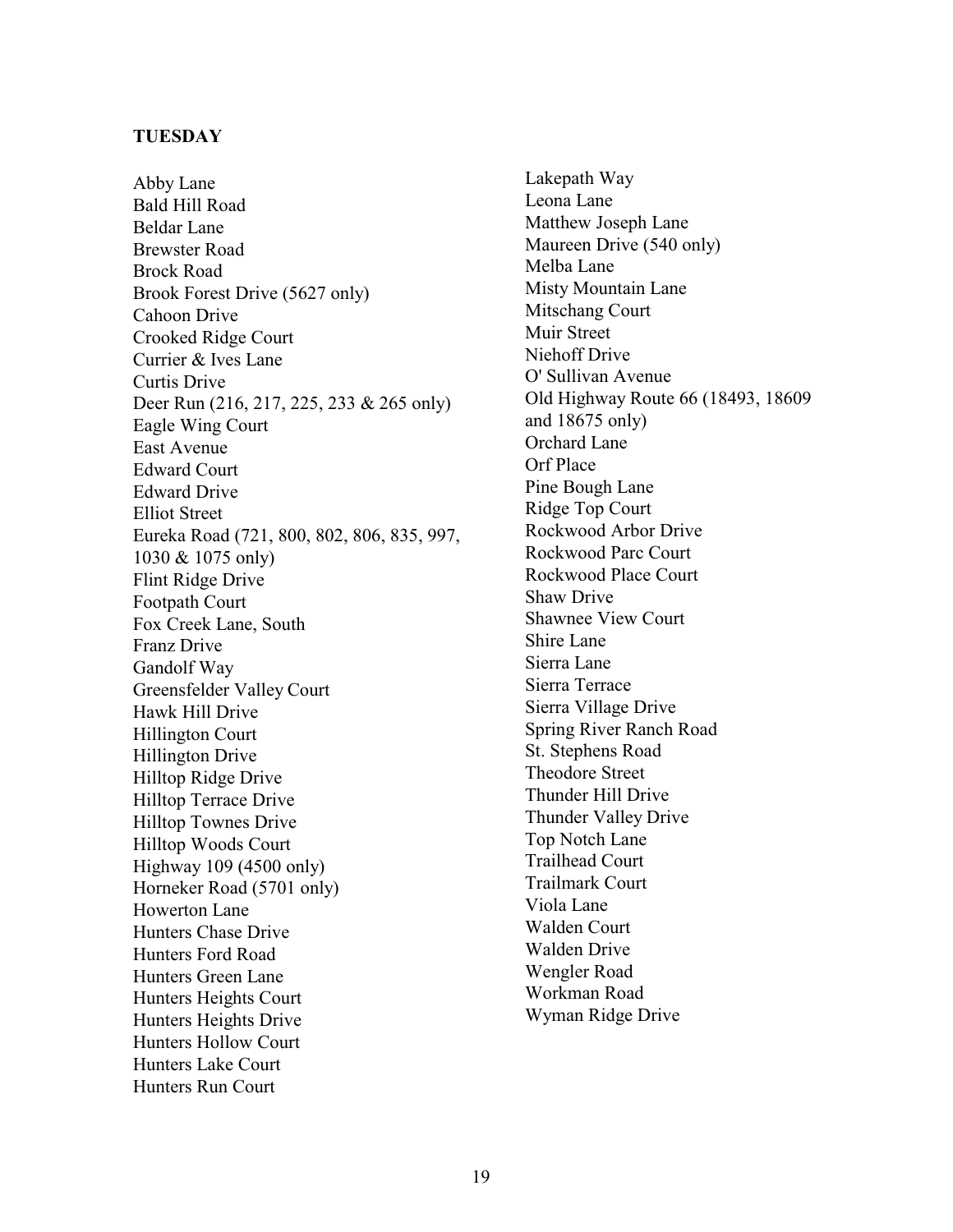**TUESDAY**

Abby Lane
Bald Hill Road
Beldar Lane
Brewster Road
Brock Road
Brook Forest Drive (5627 only)
Cahoon Drive
Crooked Ridge Court
Currier & Ives Lane
Curtis Drive
Deer Run (216, 217, 225, 233 & 265 only)
Eagle Wing Court
East Avenue
Edward Court
Edward Drive
Elliot Street
Eureka Road (721, 800, 802, 806, 835, 997, 1030 & 1075 only)
Flint Ridge Drive
Footpath Court
Fox Creek Lane, South
Franz Drive
Gandolf Way
Greensfelder Valley Court
Hawk Hill Drive
Hillington Court
Hillington Drive
Hilltop Ridge Drive
Hilltop Terrace Drive
Hilltop Townes Drive
Hilltop Woods Court
Highway 109 (4500 only)
Horneker Road (5701 only)
Howerton Lane
Hunters Chase Drive
Hunters Ford Road
Hunters Green Lane
Hunters Heights Court
Hunters Heights Drive
Hunters Hollow Court
Hunters Lake Court
Hunters Run Court
Lakepath Way
Leona Lane
Matthew Joseph Lane
Maureen Drive (540 only)
Melba Lane
Misty Mountain Lane
Mitschang Court
Muir Street
Niehoff Drive
O' Sullivan Avenue
Old Highway Route 66 (18493, 18609 and 18675 only)
Orchard Lane
Orf Place
Pine Bough Lane
Ridge Top Court
Rockwood Arbor Drive
Rockwood Parc Court
Rockwood Place Court
Shaw Drive
Shawnee View Court
Shire Lane
Sierra Lane
Sierra Terrace
Sierra Village Drive
Spring River Ranch Road
St. Stephens Road
Theodore Street
Thunder Hill Drive
Thunder Valley Drive
Top Notch Lane
Trailhead Court
Trailmark Court
Viola Lane
Walden Court
Walden Drive
Wengler Road
Workman Road
Wyman Ridge Drive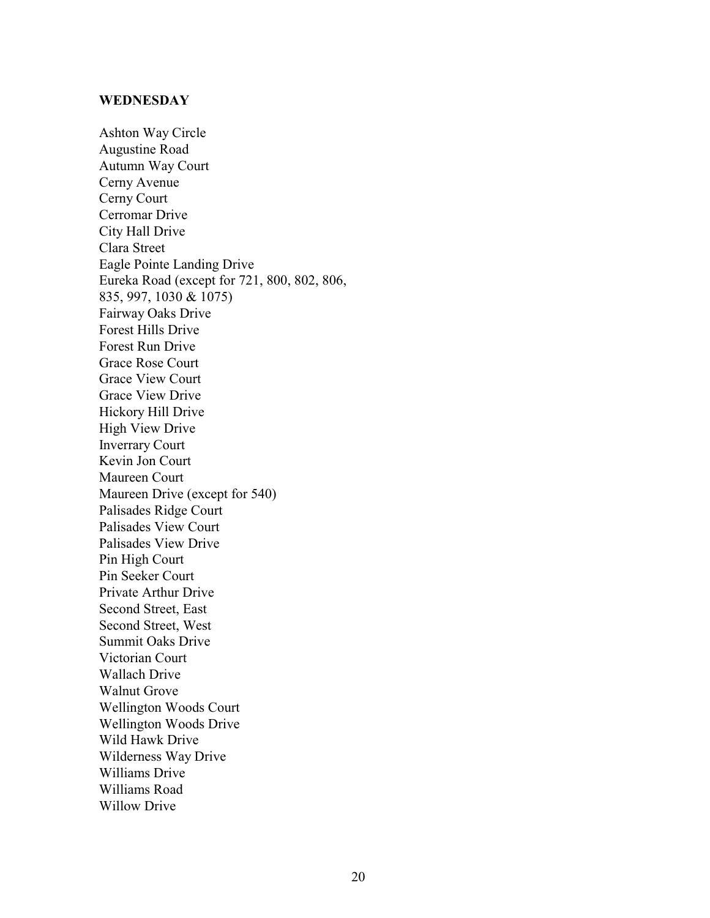**WEDNESDAY**

Ashton Way Circle
Augustine Road
Autumn Way Court
Cerny Avenue
Cerny Court
Cerromar Drive
City Hall Drive
Clara Street
Eagle Pointe Landing Drive
Eureka Road (except for 721, 800, 802, 806, 835, 997, 1030 & 1075)
Fairway Oaks Drive
Forest Hills Drive
Forest Run Drive
Grace Rose Court
Grace View Court
Grace View Drive
Hickory Hill Drive
High View Drive
Inverrary Court
Kevin Jon Court
Maureen Court
Maureen Drive (except for 540)
Palisades Ridge Court
Palisades View Court
Palisades View Drive
Pin High Court
Pin Seeker Court
Private Arthur Drive
Second Street, East
Second Street, West
Summit Oaks Drive
Victorian Court
Wallach Drive
Walnut Grove
Wellington Woods Court
Wellington Woods Drive
Wild Hawk Drive
Wilderness Way Drive
Williams Drive
Williams Road
Willow Drive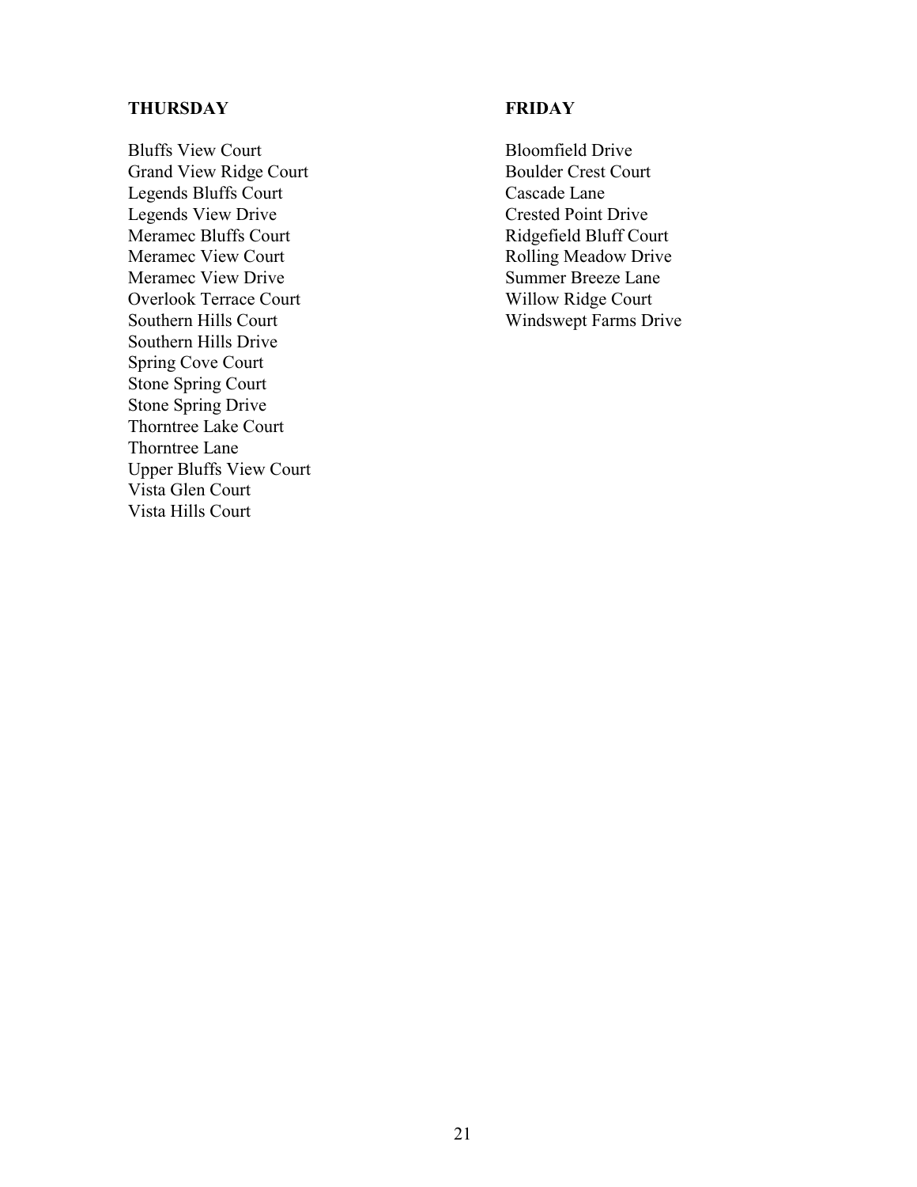**THURSDAY**

Bluffs View Court
Grand View Ridge Court
Legends Bluffs Court
Legends View Drive
Meramec Bluffs Court
Meramec View Court
Meramec View Drive
Overlook Terrace Court
Southern Hills Court
Southern Hills Drive
Spring Cove Court
Stone Spring Court
Stone Spring Drive
Thorntree Lake Court
Thorntree Lane
Upper Bluffs View Court
Vista Glen Court
Vista Hills Court

**FRIDAY**

Bloomfield Drive
Boulder Crest Court
Cascade Lane
Crested Point Drive
Ridgefield Bluff Court
Rolling Meadow Drive
Summer Breeze Lane
Willow Ridge Court
Windswept Farms Drive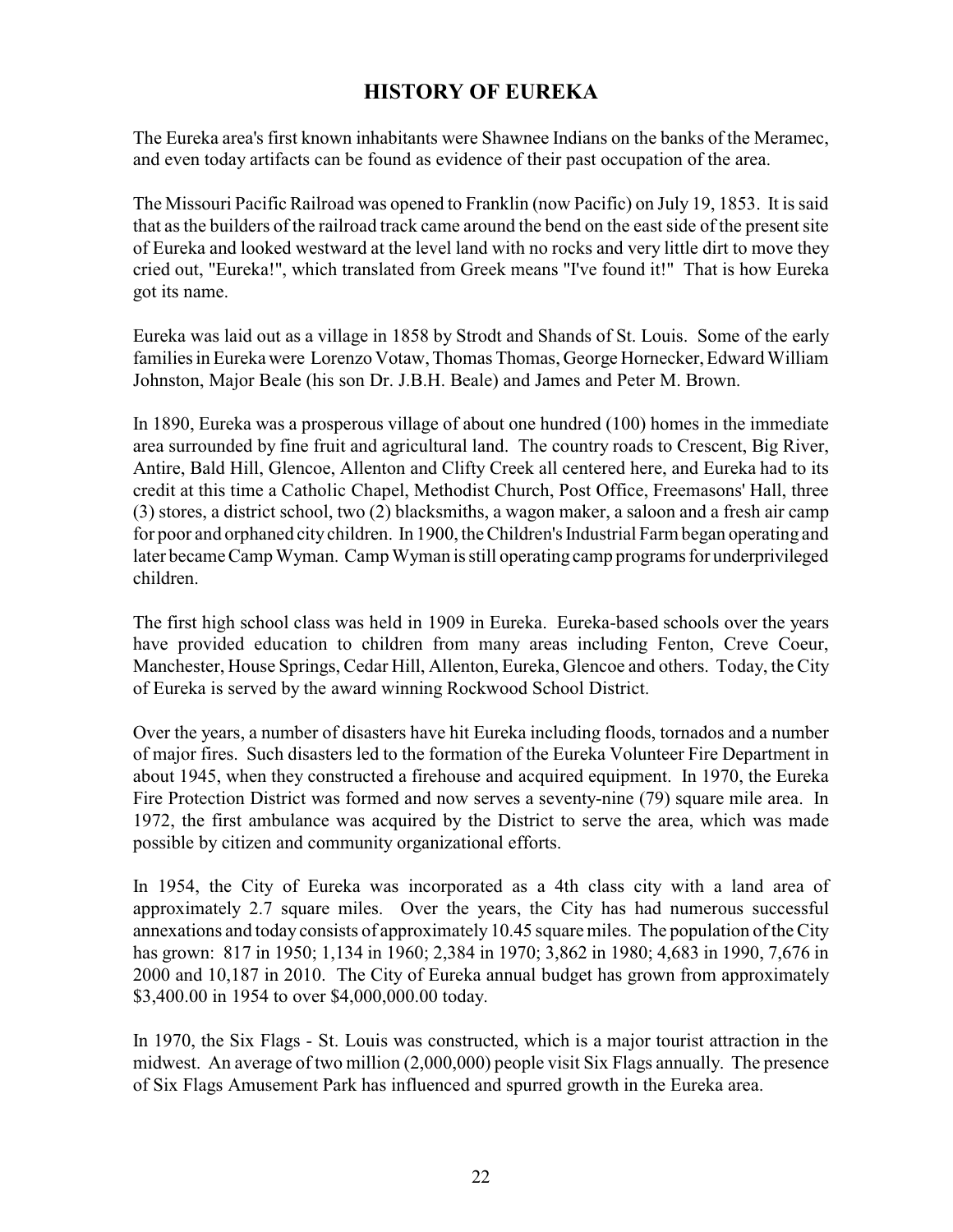# HISTORY OF EUREKA

The Eureka area's first known inhabitants were Shawnee Indians on the banks of the Meramec, and even today artifacts can be found as evidence of their past occupation of the area.

The Missouri Pacific Railroad was opened to Franklin (now Pacific) on July 19, 1853. It is said that as the builders of the railroad track came around the bend on the east side of the present site of Eureka and looked westward at the level land with no rocks and very little dirt to move they cried out, "Eureka!", which translated from Greek means "I've found it!" That is how Eureka got its name.

Eureka was laid out as a village in 1858 by Strodt and Shands of St. Louis. Some of the early families in Eureka were Lorenzo Votaw, Thomas Thomas, George Hornecker, Edward William Johnston, Major Beale (his son Dr. J.B.H. Beale) and James and Peter M. Brown.

In 1890, Eureka was a prosperous village of about one hundred (100) homes in the immediate area surrounded by fine fruit and agricultural land. The country roads to Crescent, Big River, Antire, Bald Hill, Glencoe, Allenton and Clifty Creek all centered here, and Eureka had to its credit at this time a Catholic Chapel, Methodist Church, Post Office, Freemasons' Hall, three (3) stores, a district school, two (2) blacksmiths, a wagon maker, a saloon and a fresh air camp for poor and orphaned city children. In 1900, the Children's Industrial Farm began operating and later became Camp Wyman. Camp Wyman is still operating camp programs for underprivileged children.

The first high school class was held in 1909 in Eureka. Eureka-based schools over the years have provided education to children from many areas including Fenton, Creve Coeur, Manchester, House Springs, Cedar Hill, Allenton, Eureka, Glencoe and others. Today, the City of Eureka is served by the award winning Rockwood School District.

Over the years, a number of disasters have hit Eureka including floods, tornados and a number of major fires. Such disasters led to the formation of the Eureka Volunteer Fire Department in about 1945, when they constructed a firehouse and acquired equipment. In 1970, the Eureka Fire Protection District was formed and now serves a seventy-nine (79) square mile area. In 1972, the first ambulance was acquired by the District to serve the area, which was made possible by citizen and community organizational efforts.

In 1954, the City of Eureka was incorporated as a 4th class city with a land area of approximately 2.7 square miles. Over the years, the City has had numerous successful annexations and today consists of approximately 10.45 square miles. The population of the City has grown: 817 in 1950; 1,134 in 1960; 2,384 in 1970; 3,862 in 1980; 4,683 in 1990, 7,676 in 2000 and 10,187 in 2010. The City of Eureka annual budget has grown from approximately $3,400.00 in 1954 to over $4,000,000.00 today.

In 1970, the Six Flags - St. Louis was constructed, which is a major tourist attraction in the midwest. An average of two million (2,000,000) people visit Six Flags annually. The presence of Six Flags Amusement Park has influenced and spurred growth in the Eureka area.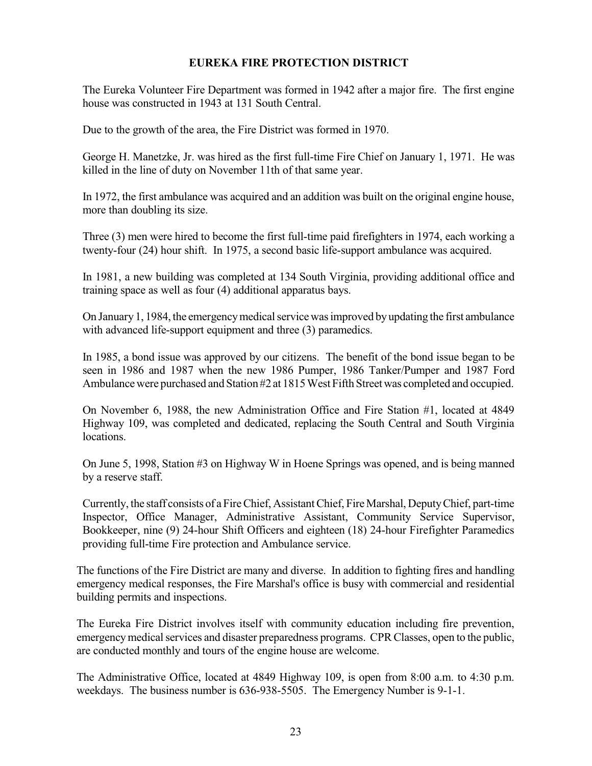# EUREKA FIRE PROTECTION DISTRICT

The Eureka Volunteer Fire Department was formed in 1942 after a major fire. The first engine house was constructed in 1943 at 131 South Central.

Due to the growth of the area, the Fire District was formed in 1970.

George H. Manetzke, Jr. was hired as the first full-time Fire Chief on January 1, 1971. He was killed in the line of duty on November 11th of that same year.

In 1972, the first ambulance was acquired and an addition was built on the original engine house, more than doubling its size.

Three (3) men were hired to become the first full-time paid firefighters in 1974, each working a twenty-four (24) hour shift. In 1975, a second basic life-support ambulance was acquired.

In 1981, a new building was completed at 134 South Virginia, providing additional office and training space as well as four (4) additional apparatus bays.

On January 1, 1984, the emergency medical service was improved by updating the first ambulance with advanced life-support equipment and three (3) paramedics.

In 1985, a bond issue was approved by our citizens. The benefit of the bond issue began to be seen in 1986 and 1987 when the new 1986 Pumper, 1986 Tanker/Pumper and 1987 Ford Ambulance were purchased and Station #2 at 1815 West Fifth Street was completed and occupied.

On November 6, 1988, the new Administration Office and Fire Station #1, located at 4849 Highway 109, was completed and dedicated, replacing the South Central and South Virginia locations.

On June 5, 1998, Station #3 on Highway W in Hoene Springs was opened, and is being manned by a reserve staff.

Currently, the staff consists of a Fire Chief, Assistant Chief, Fire Marshal, Deputy Chief, part-time Inspector, Office Manager, Administrative Assistant, Community Service Supervisor, Bookkeeper, nine (9) 24-hour Shift Officers and eighteen (18) 24-hour Firefighter Paramedics providing full-time Fire protection and Ambulance service.

The functions of the Fire District are many and diverse. In addition to fighting fires and handling emergency medical responses, the Fire Marshal's office is busy with commercial and residential building permits and inspections.

The Eureka Fire District involves itself with community education including fire prevention, emergency medical services and disaster preparedness programs. CPR Classes, open to the public, are conducted monthly and tours of the engine house are welcome.

The Administrative Office, located at 4849 Highway 109, is open from 8:00 a.m. to 4:30 p.m. weekdays. The business number is 636-938-5505. The Emergency Number is 9-1-1.